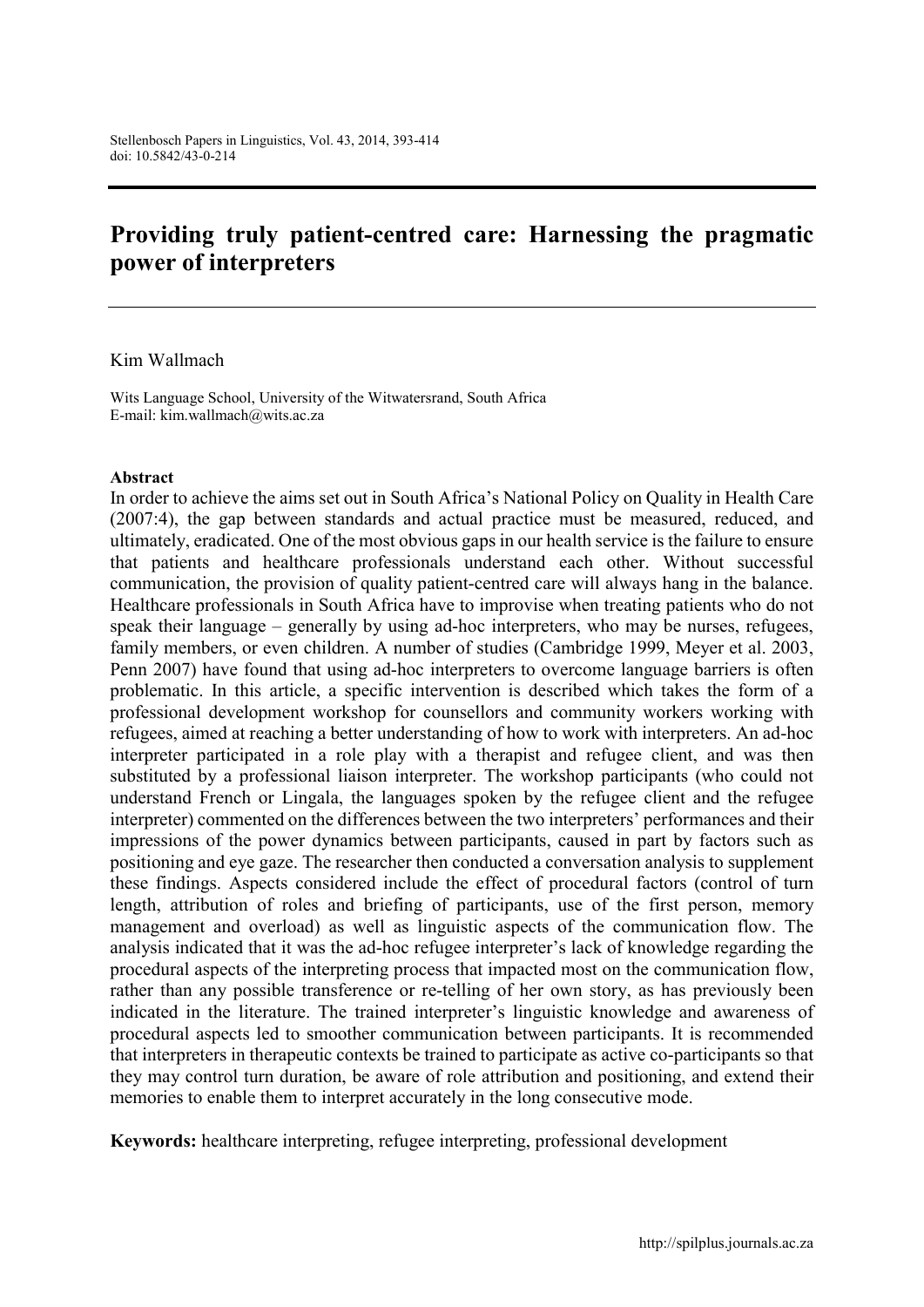# Providing truly patient-centred care: Harnessing the pragmatic power of interpreters

Kim Wallmach

Wits Language School, University of the Witwatersrand, South Africa
E-mail: kim.wallmach@wits.ac.za

**Abstract**

In order to achieve the aims set out in South Africa's National Policy on Quality in Health Care (2007:4), the gap between standards and actual practice must be measured, reduced, and ultimately, eradicated. One of the most obvious gaps in our health service is the failure to ensure that patients and healthcare professionals understand each other. Without successful communication, the provision of quality patient-centred care will always hang in the balance. Healthcare professionals in South Africa have to improvise when treating patients who do not speak their language – generally by using ad-hoc interpreters, who may be nurses, refugees, family members, or even children. A number of studies (Cambridge 1999, Meyer et al. 2003, Penn 2007) have found that using ad-hoc interpreters to overcome language barriers is often problematic. In this article, a specific intervention is described which takes the form of a professional development workshop for counsellors and community workers working with refugees, aimed at reaching a better understanding of how to work with interpreters. An ad-hoc interpreter participated in a role play with a therapist and refugee client, and was then substituted by a professional liaison interpreter. The workshop participants (who could not understand French or Lingala, the languages spoken by the refugee client and the refugee interpreter) commented on the differences between the two interpreters' performances and their impressions of the power dynamics between participants, caused in part by factors such as positioning and eye gaze. The researcher then conducted a conversation analysis to supplement these findings. Aspects considered include the effect of procedural factors (control of turn length, attribution of roles and briefing of participants, use of the first person, memory management and overload) as well as linguistic aspects of the communication flow. The analysis indicated that it was the ad-hoc refugee interpreter's lack of knowledge regarding the procedural aspects of the interpreting process that impacted most on the communication flow, rather than any possible transference or re-telling of her own story, as has previously been indicated in the literature. The trained interpreter's linguistic knowledge and awareness of procedural aspects led to smoother communication between participants. It is recommended that interpreters in therapeutic contexts be trained to participate as active co-participants so that they may control turn duration, be aware of role attribution and positioning, and extend their memories to enable them to interpret accurately in the long consecutive mode.

**Keywords:** healthcare interpreting, refugee interpreting, professional development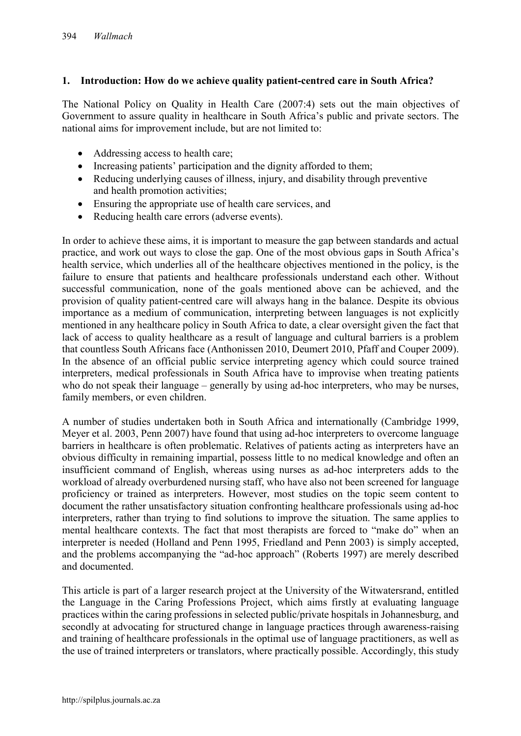## 1. Introduction: How do we achieve quality patient-centred care in South Africa?

The National Policy on Quality in Health Care (2007:4) sets out the main objectives of Government to assure quality in healthcare in South Africa's public and private sectors. The national aims for improvement include, but are not limited to:

- Addressing access to health care;
- Increasing patients' participation and the dignity afforded to them;
- Reducing underlying causes of illness, injury, and disability through preventive and health promotion activities;
- Ensuring the appropriate use of health care services, and
- Reducing health care errors (adverse events).

In order to achieve these aims, it is important to measure the gap between standards and actual practice, and work out ways to close the gap. One of the most obvious gaps in South Africa's health service, which underlies all of the healthcare objectives mentioned in the policy, is the failure to ensure that patients and healthcare professionals understand each other. Without successful communication, none of the goals mentioned above can be achieved, and the provision of quality patient-centred care will always hang in the balance. Despite its obvious importance as a medium of communication, interpreting between languages is not explicitly mentioned in any healthcare policy in South Africa to date, a clear oversight given the fact that lack of access to quality healthcare as a result of language and cultural barriers is a problem that countless South Africans face (Anthonissen 2010, Deumert 2010, Pfaff and Couper 2009). In the absence of an official public service interpreting agency which could source trained interpreters, medical professionals in South Africa have to improvise when treating patients who do not speak their language – generally by using ad-hoc interpreters, who may be nurses, family members, or even children.

A number of studies undertaken both in South Africa and internationally (Cambridge 1999, Meyer et al. 2003, Penn 2007) have found that using ad-hoc interpreters to overcome language barriers in healthcare is often problematic. Relatives of patients acting as interpreters have an obvious difficulty in remaining impartial, possess little to no medical knowledge and often an insufficient command of English, whereas using nurses as ad-hoc interpreters adds to the workload of already overburdened nursing staff, who have also not been screened for language proficiency or trained as interpreters. However, most studies on the topic seem content to document the rather unsatisfactory situation confronting healthcare professionals using ad-hoc interpreters, rather than trying to find solutions to improve the situation. The same applies to mental healthcare contexts. The fact that most therapists are forced to "make do" when an interpreter is needed (Holland and Penn 1995, Friedland and Penn 2003) is simply accepted, and the problems accompanying the "ad-hoc approach" (Roberts 1997) are merely described and documented.

This article is part of a larger research project at the University of the Witwatersrand, entitled the Language in the Caring Professions Project, which aims firstly at evaluating language practices within the caring professions in selected public/private hospitals in Johannesburg, and secondly at advocating for structured change in language practices through awareness-raising and training of healthcare professionals in the optimal use of language practitioners, as well as the use of trained interpreters or translators, where practically possible. Accordingly, this study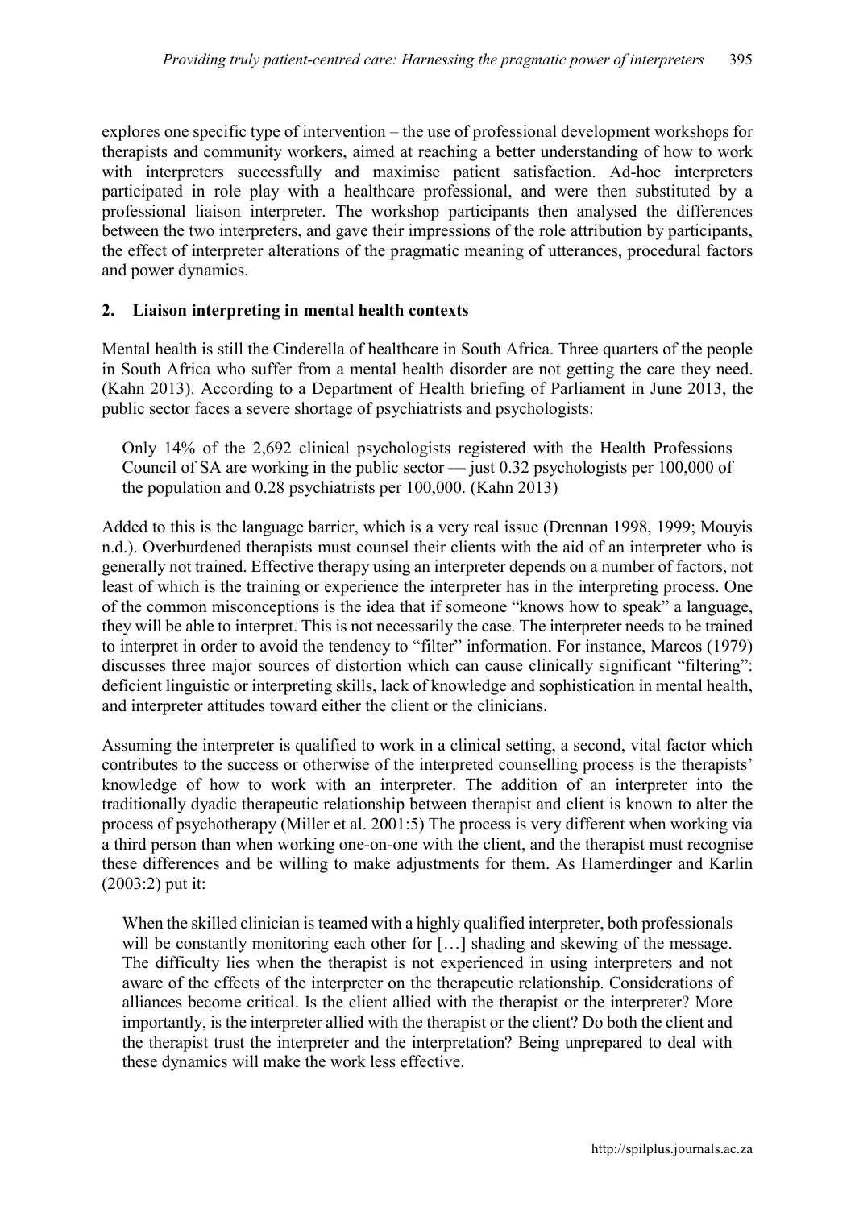explores one specific type of intervention – the use of professional development workshops for therapists and community workers, aimed at reaching a better understanding of how to work with interpreters successfully and maximise patient satisfaction. Ad-hoc interpreters participated in role play with a healthcare professional, and were then substituted by a professional liaison interpreter. The workshop participants then analysed the differences between the two interpreters, and gave their impressions of the role attribution by participants, the effect of interpreter alterations of the pragmatic meaning of utterances, procedural factors and power dynamics.

## 2. Liaison interpreting in mental health contexts

Mental health is still the Cinderella of healthcare in South Africa. Three quarters of the people in South Africa who suffer from a mental health disorder are not getting the care they need. (Kahn 2013). According to a Department of Health briefing of Parliament in June 2013, the public sector faces a severe shortage of psychiatrists and psychologists:

> Only 14% of the 2,692 clinical psychologists registered with the Health Professions Council of SA are working in the public sector — just 0.32 psychologists per 100,000 of the population and 0.28 psychiatrists per 100,000. (Kahn 2013)

Added to this is the language barrier, which is a very real issue (Drennan 1998, 1999; Mouyis n.d.). Overburdened therapists must counsel their clients with the aid of an interpreter who is generally not trained. Effective therapy using an interpreter depends on a number of factors, not least of which is the training or experience the interpreter has in the interpreting process. One of the common misconceptions is the idea that if someone "knows how to speak" a language, they will be able to interpret. This is not necessarily the case. The interpreter needs to be trained to interpret in order to avoid the tendency to "filter" information. For instance, Marcos (1979) discusses three major sources of distortion which can cause clinically significant "filtering": deficient linguistic or interpreting skills, lack of knowledge and sophistication in mental health, and interpreter attitudes toward either the client or the clinicians.

Assuming the interpreter is qualified to work in a clinical setting, a second, vital factor which contributes to the success or otherwise of the interpreted counselling process is the therapists' knowledge of how to work with an interpreter. The addition of an interpreter into the traditionally dyadic therapeutic relationship between therapist and client is known to alter the process of psychotherapy (Miller et al. 2001:5) The process is very different when working via a third person than when working one-on-one with the client, and the therapist must recognise these differences and be willing to make adjustments for them. As Hamerdinger and Karlin (2003:2) put it:

> When the skilled clinician is teamed with a highly qualified interpreter, both professionals will be constantly monitoring each other for […] shading and skewing of the message. The difficulty lies when the therapist is not experienced in using interpreters and not aware of the effects of the interpreter on the therapeutic relationship. Considerations of alliances become critical. Is the client allied with the therapist or the interpreter? More importantly, is the interpreter allied with the therapist or the client? Do both the client and the therapist trust the interpreter and the interpretation? Being unprepared to deal with these dynamics will make the work less effective.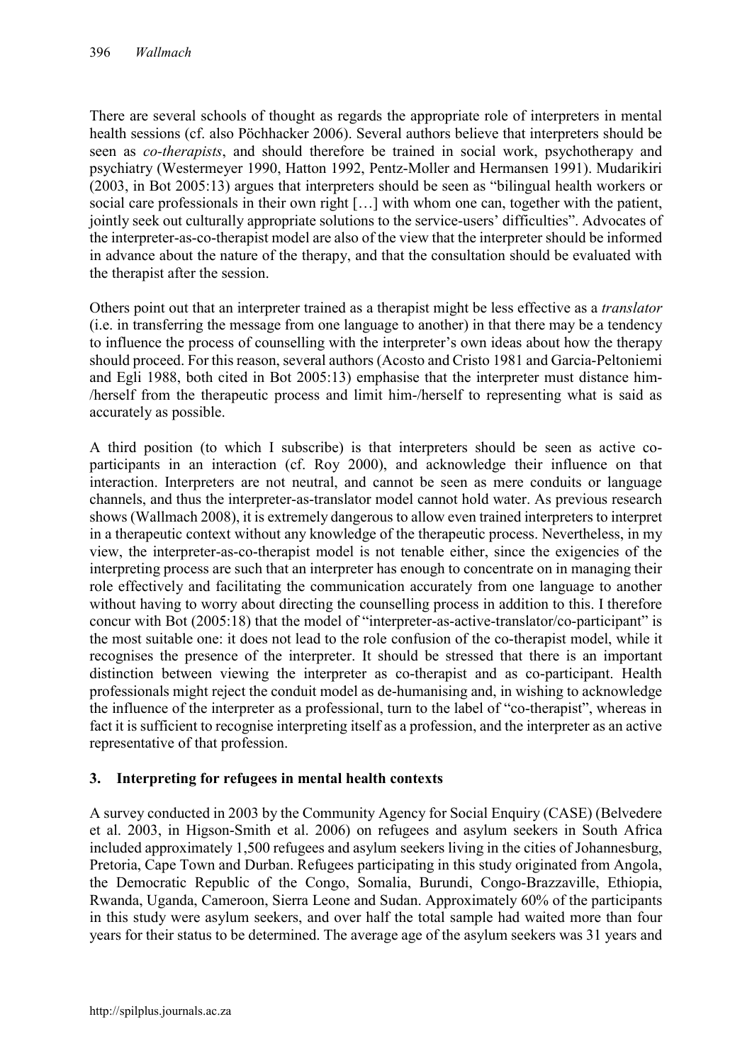There are several schools of thought as regards the appropriate role of interpreters in mental health sessions (cf. also Pöchhacker 2006). Several authors believe that interpreters should be seen as *co-therapists*, and should therefore be trained in social work, psychotherapy and psychiatry (Westermeyer 1990, Hatton 1992, Pentz-Moller and Hermansen 1991). Mudarikiri (2003, in Bot 2005:13) argues that interpreters should be seen as "bilingual health workers or social care professionals in their own right […] with whom one can, together with the patient, jointly seek out culturally appropriate solutions to the service-users' difficulties". Advocates of the interpreter-as-co-therapist model are also of the view that the interpreter should be informed in advance about the nature of the therapy, and that the consultation should be evaluated with the therapist after the session.

Others point out that an interpreter trained as a therapist might be less effective as a *translator* (i.e. in transferring the message from one language to another) in that there may be a tendency to influence the process of counselling with the interpreter's own ideas about how the therapy should proceed. For this reason, several authors (Acosto and Cristo 1981 and Garcia-Peltoniemi and Egli 1988, both cited in Bot 2005:13) emphasise that the interpreter must distance him-/herself from the therapeutic process and limit him-/herself to representing what is said as accurately as possible.

A third position (to which I subscribe) is that interpreters should be seen as active co-participants in an interaction (cf. Roy 2000), and acknowledge their influence on that interaction. Interpreters are not neutral, and cannot be seen as mere conduits or language channels, and thus the interpreter-as-translator model cannot hold water. As previous research shows (Wallmach 2008), it is extremely dangerous to allow even trained interpreters to interpret in a therapeutic context without any knowledge of the therapeutic process. Nevertheless, in my view, the interpreter-as-co-therapist model is not tenable either, since the exigencies of the interpreting process are such that an interpreter has enough to concentrate on in managing their role effectively and facilitating the communication accurately from one language to another without having to worry about directing the counselling process in addition to this. I therefore concur with Bot (2005:18) that the model of "interpreter-as-active-translator/co-participant" is the most suitable one: it does not lead to the role confusion of the co-therapist model, while it recognises the presence of the interpreter. It should be stressed that there is an important distinction between viewing the interpreter as co-therapist and as co-participant. Health professionals might reject the conduit model as de-humanising and, in wishing to acknowledge the influence of the interpreter as a professional, turn to the label of "co-therapist", whereas in fact it is sufficient to recognise interpreting itself as a profession, and the interpreter as an active representative of that profession.

## 3. Interpreting for refugees in mental health contexts

A survey conducted in 2003 by the Community Agency for Social Enquiry (CASE) (Belvedere et al. 2003, in Higson-Smith et al. 2006) on refugees and asylum seekers in South Africa included approximately 1,500 refugees and asylum seekers living in the cities of Johannesburg, Pretoria, Cape Town and Durban. Refugees participating in this study originated from Angola, the Democratic Republic of the Congo, Somalia, Burundi, Congo-Brazzaville, Ethiopia, Rwanda, Uganda, Cameroon, Sierra Leone and Sudan. Approximately 60% of the participants in this study were asylum seekers, and over half the total sample had waited more than four years for their status to be determined. The average age of the asylum seekers was 31 years and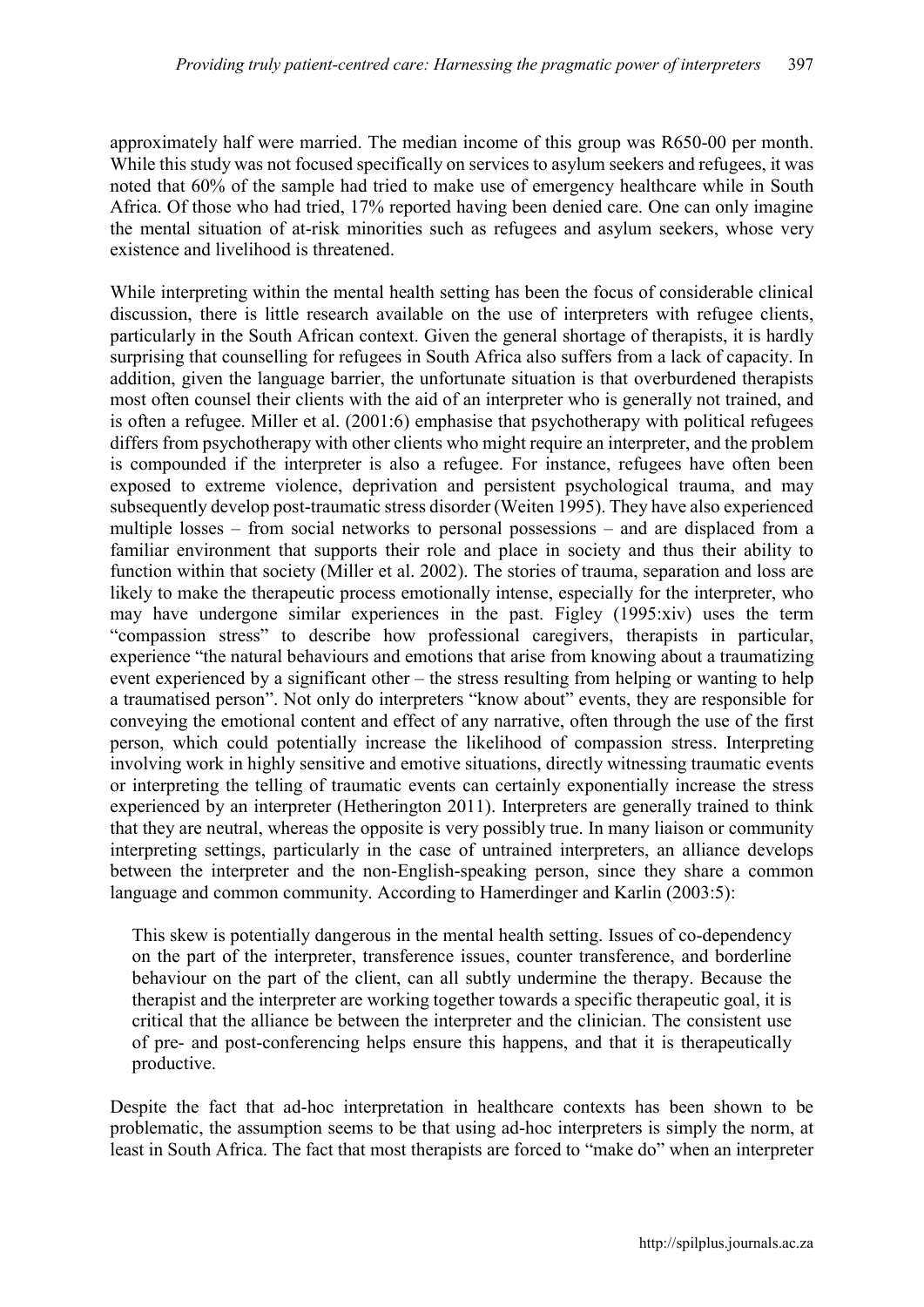approximately half were married. The median income of this group was R650-00 per month. While this study was not focused specifically on services to asylum seekers and refugees, it was noted that 60% of the sample had tried to make use of emergency healthcare while in South Africa. Of those who had tried, 17% reported having been denied care. One can only imagine the mental situation of at-risk minorities such as refugees and asylum seekers, whose very existence and livelihood is threatened.

While interpreting within the mental health setting has been the focus of considerable clinical discussion, there is little research available on the use of interpreters with refugee clients, particularly in the South African context. Given the general shortage of therapists, it is hardly surprising that counselling for refugees in South Africa also suffers from a lack of capacity. In addition, given the language barrier, the unfortunate situation is that overburdened therapists most often counsel their clients with the aid of an interpreter who is generally not trained, and is often a refugee. Miller et al. (2001:6) emphasise that psychotherapy with political refugees differs from psychotherapy with other clients who might require an interpreter, and the problem is compounded if the interpreter is also a refugee. For instance, refugees have often been exposed to extreme violence, deprivation and persistent psychological trauma, and may subsequently develop post-traumatic stress disorder (Weiten 1995). They have also experienced multiple losses – from social networks to personal possessions – and are displaced from a familiar environment that supports their role and place in society and thus their ability to function within that society (Miller et al. 2002). The stories of trauma, separation and loss are likely to make the therapeutic process emotionally intense, especially for the interpreter, who may have undergone similar experiences in the past. Figley (1995:xiv) uses the term "compassion stress" to describe how professional caregivers, therapists in particular, experience "the natural behaviours and emotions that arise from knowing about a traumatizing event experienced by a significant other – the stress resulting from helping or wanting to help a traumatised person". Not only do interpreters "know about" events, they are responsible for conveying the emotional content and effect of any narrative, often through the use of the first person, which could potentially increase the likelihood of compassion stress. Interpreting involving work in highly sensitive and emotive situations, directly witnessing traumatic events or interpreting the telling of traumatic events can certainly exponentially increase the stress experienced by an interpreter (Hetherington 2011). Interpreters are generally trained to think that they are neutral, whereas the opposite is very possibly true. In many liaison or community interpreting settings, particularly in the case of untrained interpreters, an alliance develops between the interpreter and the non-English-speaking person, since they share a common language and common community. According to Hamerdinger and Karlin (2003:5):

> This skew is potentially dangerous in the mental health setting. Issues of co-dependency on the part of the interpreter, transference issues, counter transference, and borderline behaviour on the part of the client, can all subtly undermine the therapy. Because the therapist and the interpreter are working together towards a specific therapeutic goal, it is critical that the alliance be between the interpreter and the clinician. The consistent use of pre- and post-conferencing helps ensure this happens, and that it is therapeutically productive.

Despite the fact that ad-hoc interpretation in healthcare contexts has been shown to be problematic, the assumption seems to be that using ad-hoc interpreters is simply the norm, at least in South Africa. The fact that most therapists are forced to "make do" when an interpreter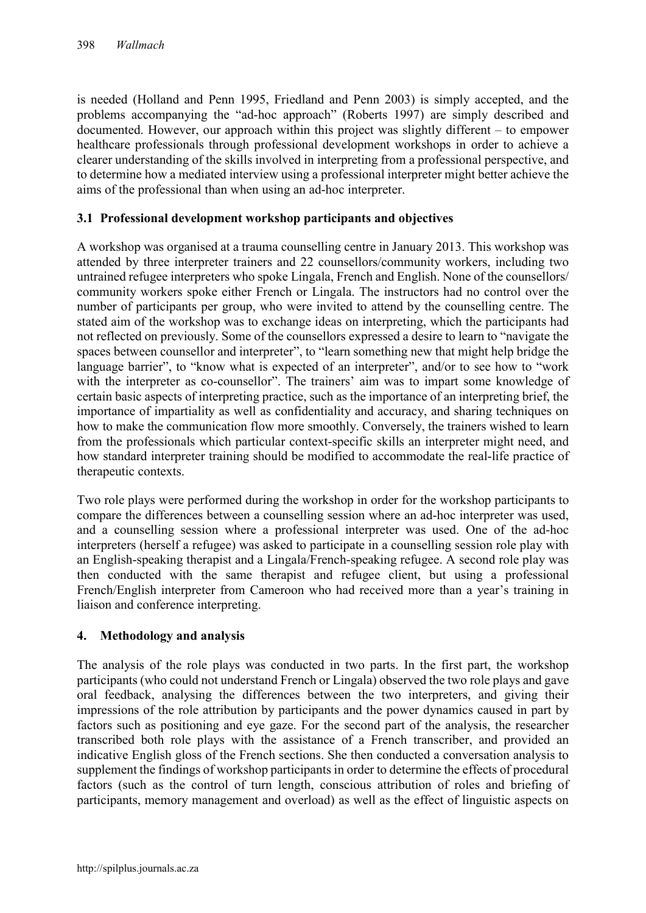is needed (Holland and Penn 1995, Friedland and Penn 2003) is simply accepted, and the problems accompanying the "ad-hoc approach" (Roberts 1997) are simply described and documented. However, our approach within this project was slightly different – to empower healthcare professionals through professional development workshops in order to achieve a clearer understanding of the skills involved in interpreting from a professional perspective, and to determine how a mediated interview using a professional interpreter might better achieve the aims of the professional than when using an ad-hoc interpreter.

### 3.1 Professional development workshop participants and objectives

A workshop was organised at a trauma counselling centre in January 2013. This workshop was attended by three interpreter trainers and 22 counsellors/community workers, including two untrained refugee interpreters who spoke Lingala, French and English. None of the counsellors/community workers spoke either French or Lingala. The instructors had no control over the number of participants per group, who were invited to attend by the counselling centre. The stated aim of the workshop was to exchange ideas on interpreting, which the participants had not reflected on previously. Some of the counsellors expressed a desire to learn to "navigate the spaces between counsellor and interpreter", to "learn something new that might help bridge the language barrier", to "know what is expected of an interpreter", and/or to see how to "work with the interpreter as co-counsellor". The trainers' aim was to impart some knowledge of certain basic aspects of interpreting practice, such as the importance of an interpreting brief, the importance of impartiality as well as confidentiality and accuracy, and sharing techniques on how to make the communication flow more smoothly. Conversely, the trainers wished to learn from the professionals which particular context-specific skills an interpreter might need, and how standard interpreter training should be modified to accommodate the real-life practice of therapeutic contexts.

Two role plays were performed during the workshop in order for the workshop participants to compare the differences between a counselling session where an ad-hoc interpreter was used, and a counselling session where a professional interpreter was used. One of the ad-hoc interpreters (herself a refugee) was asked to participate in a counselling session role play with an English-speaking therapist and a Lingala/French-speaking refugee. A second role play was then conducted with the same therapist and refugee client, but using a professional French/English interpreter from Cameroon who had received more than a year's training in liaison and conference interpreting.

## 4. Methodology and analysis

The analysis of the role plays was conducted in two parts. In the first part, the workshop participants (who could not understand French or Lingala) observed the two role plays and gave oral feedback, analysing the differences between the two interpreters, and giving their impressions of the role attribution by participants and the power dynamics caused in part by factors such as positioning and eye gaze. For the second part of the analysis, the researcher transcribed both role plays with the assistance of a French transcriber, and provided an indicative English gloss of the French sections. She then conducted a conversation analysis to supplement the findings of workshop participants in order to determine the effects of procedural factors (such as the control of turn length, conscious attribution of roles and briefing of participants, memory management and overload) as well as the effect of linguistic aspects on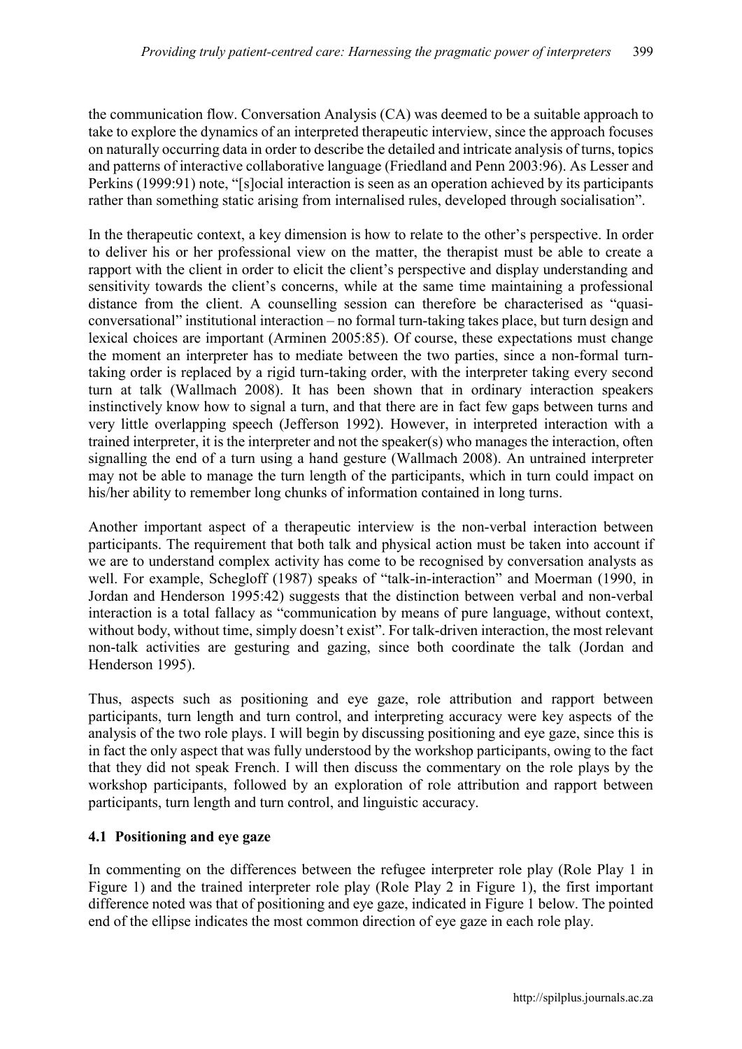the communication flow. Conversation Analysis (CA) was deemed to be a suitable approach to take to explore the dynamics of an interpreted therapeutic interview, since the approach focuses on naturally occurring data in order to describe the detailed and intricate analysis of turns, topics and patterns of interactive collaborative language (Friedland and Penn 2003:96). As Lesser and Perkins (1999:91) note, "[s]ocial interaction is seen as an operation achieved by its participants rather than something static arising from internalised rules, developed through socialisation".

In the therapeutic context, a key dimension is how to relate to the other's perspective. In order to deliver his or her professional view on the matter, the therapist must be able to create a rapport with the client in order to elicit the client's perspective and display understanding and sensitivity towards the client's concerns, while at the same time maintaining a professional distance from the client. A counselling session can therefore be characterised as "quasi-conversational" institutional interaction – no formal turn-taking takes place, but turn design and lexical choices are important (Arminen 2005:85). Of course, these expectations must change the moment an interpreter has to mediate between the two parties, since a non-formal turn-taking order is replaced by a rigid turn-taking order, with the interpreter taking every second turn at talk (Wallmach 2008). It has been shown that in ordinary interaction speakers instinctively know how to signal a turn, and that there are in fact few gaps between turns and very little overlapping speech (Jefferson 1992). However, in interpreted interaction with a trained interpreter, it is the interpreter and not the speaker(s) who manages the interaction, often signalling the end of a turn using a hand gesture (Wallmach 2008). An untrained interpreter may not be able to manage the turn length of the participants, which in turn could impact on his/her ability to remember long chunks of information contained in long turns.

Another important aspect of a therapeutic interview is the non-verbal interaction between participants. The requirement that both talk and physical action must be taken into account if we are to understand complex activity has come to be recognised by conversation analysts as well. For example, Schegloff (1987) speaks of "talk-in-interaction" and Moerman (1990, in Jordan and Henderson 1995:42) suggests that the distinction between verbal and non-verbal interaction is a total fallacy as "communication by means of pure language, without context, without body, without time, simply doesn't exist". For talk-driven interaction, the most relevant non-talk activities are gesturing and gazing, since both coordinate the talk (Jordan and Henderson 1995).

Thus, aspects such as positioning and eye gaze, role attribution and rapport between participants, turn length and turn control, and interpreting accuracy were key aspects of the analysis of the two role plays. I will begin by discussing positioning and eye gaze, since this is in fact the only aspect that was fully understood by the workshop participants, owing to the fact that they did not speak French. I will then discuss the commentary on the role plays by the workshop participants, followed by an exploration of role attribution and rapport between participants, turn length and turn control, and linguistic accuracy.

### 4.1 Positioning and eye gaze

In commenting on the differences between the refugee interpreter role play (Role Play 1 in Figure 1) and the trained interpreter role play (Role Play 2 in Figure 1), the first important difference noted was that of positioning and eye gaze, indicated in Figure 1 below. The pointed end of the ellipse indicates the most common direction of eye gaze in each role play.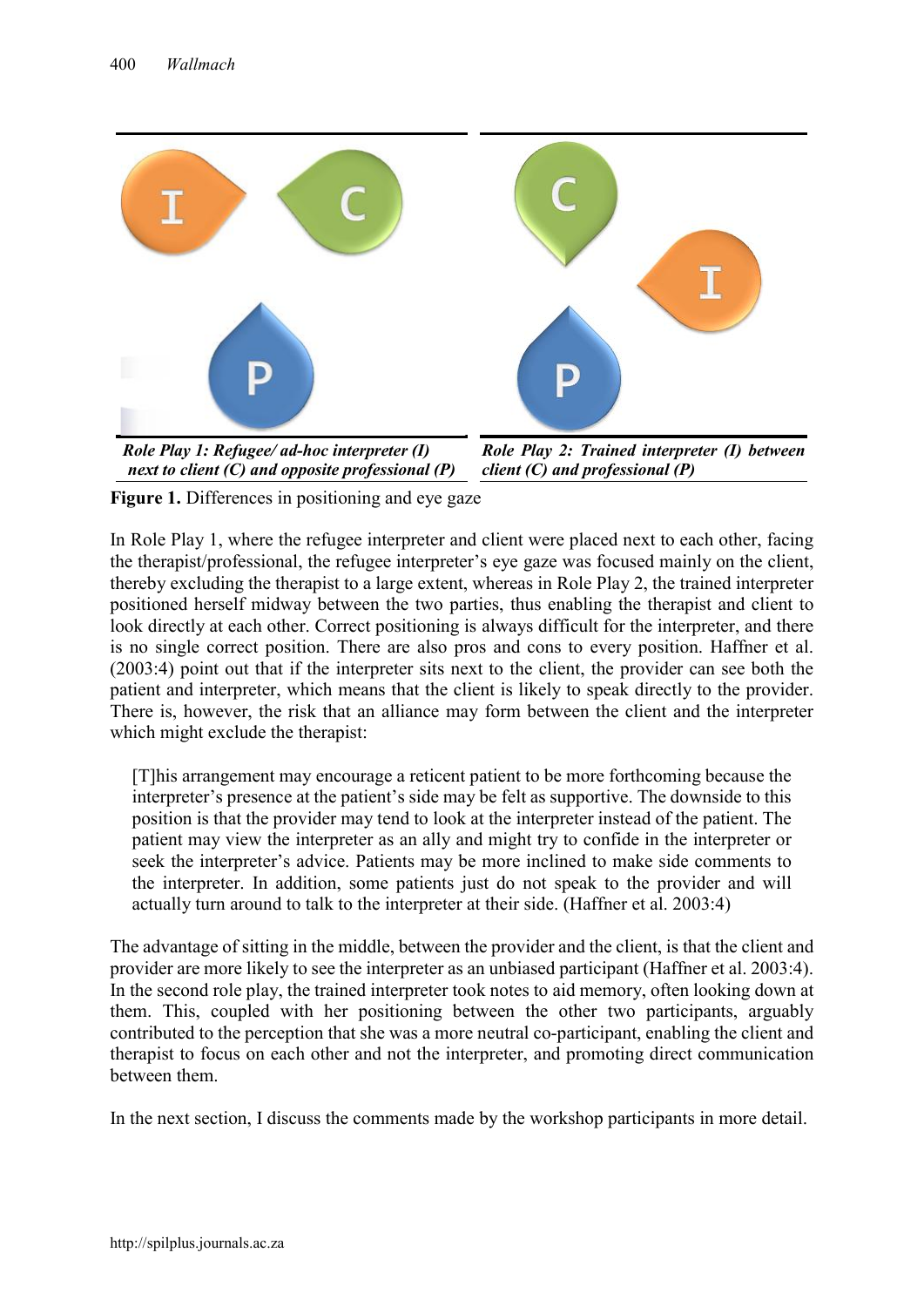*Role Play 1: Refugee/ ad-hoc interpreter (I) next to client (C) and opposite professional (P)*

*Role Play 2: Trained interpreter (I) between client (C) and professional (P)*

**Figure 1.** Differences in positioning and eye gaze

In Role Play 1, where the refugee interpreter and client were placed next to each other, facing the therapist/professional, the refugee interpreter's eye gaze was focused mainly on the client, thereby excluding the therapist to a large extent, whereas in Role Play 2, the trained interpreter positioned herself midway between the two parties, thus enabling the therapist and client to look directly at each other. Correct positioning is always difficult for the interpreter, and there is no single correct position. There are also pros and cons to every position. Haffner et al. (2003:4) point out that if the interpreter sits next to the client, the provider can see both the patient and interpreter, which means that the client is likely to speak directly to the provider. There is, however, the risk that an alliance may form between the client and the interpreter which might exclude the therapist:

> [T]his arrangement may encourage a reticent patient to be more forthcoming because the interpreter's presence at the patient's side may be felt as supportive. The downside to this position is that the provider may tend to look at the interpreter instead of the patient. The patient may view the interpreter as an ally and might try to confide in the interpreter or seek the interpreter's advice. Patients may be more inclined to make side comments to the interpreter. In addition, some patients just do not speak to the provider and will actually turn around to talk to the interpreter at their side. (Haffner et al. 2003:4)

The advantage of sitting in the middle, between the provider and the client, is that the client and provider are more likely to see the interpreter as an unbiased participant (Haffner et al. 2003:4). In the second role play, the trained interpreter took notes to aid memory, often looking down at them. This, coupled with her positioning between the other two participants, arguably contributed to the perception that she was a more neutral co-participant, enabling the client and therapist to focus on each other and not the interpreter, and promoting direct communication between them.

In the next section, I discuss the comments made by the workshop participants in more detail.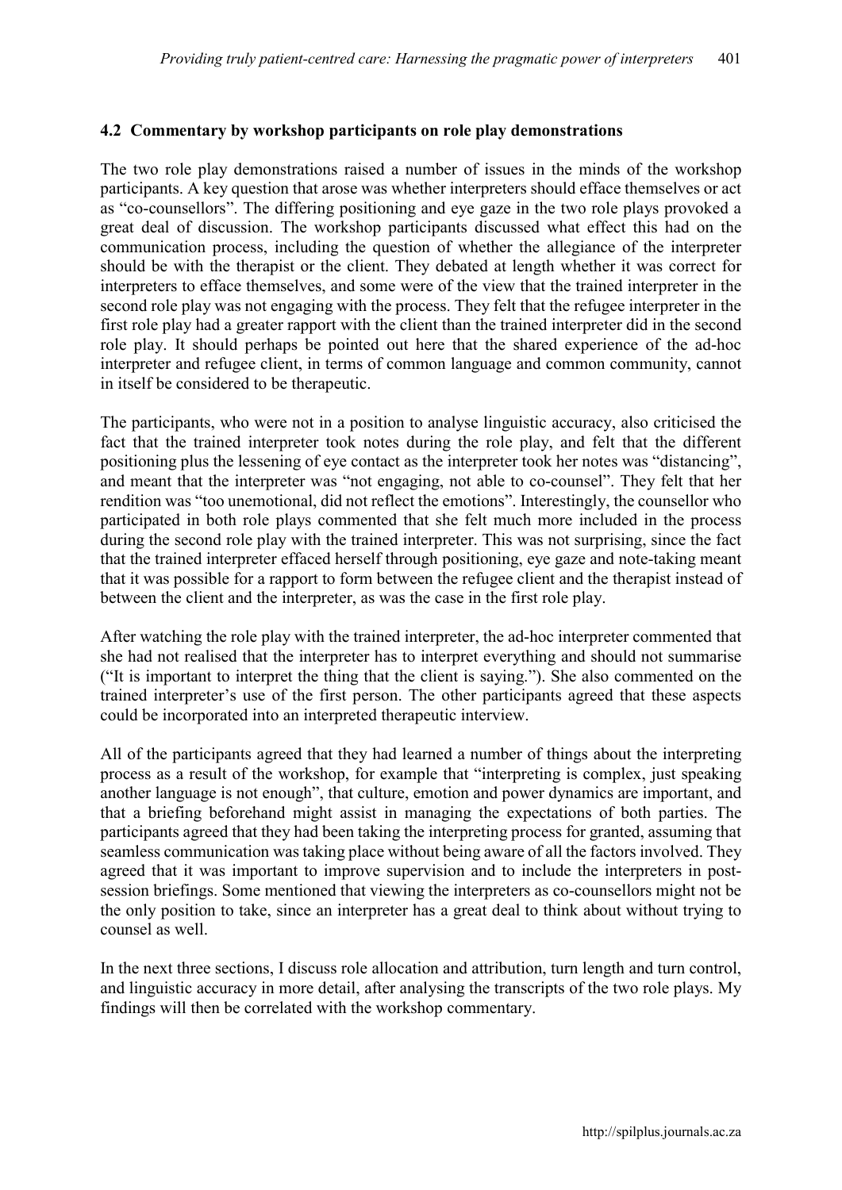### 4.2 Commentary by workshop participants on role play demonstrations

The two role play demonstrations raised a number of issues in the minds of the workshop participants. A key question that arose was whether interpreters should efface themselves or act as "co-counsellors". The differing positioning and eye gaze in the two role plays provoked a great deal of discussion. The workshop participants discussed what effect this had on the communication process, including the question of whether the allegiance of the interpreter should be with the therapist or the client. They debated at length whether it was correct for interpreters to efface themselves, and some were of the view that the trained interpreter in the second role play was not engaging with the process. They felt that the refugee interpreter in the first role play had a greater rapport with the client than the trained interpreter did in the second role play. It should perhaps be pointed out here that the shared experience of the ad-hoc interpreter and refugee client, in terms of common language and common community, cannot in itself be considered to be therapeutic.

The participants, who were not in a position to analyse linguistic accuracy, also criticised the fact that the trained interpreter took notes during the role play, and felt that the different positioning plus the lessening of eye contact as the interpreter took her notes was "distancing", and meant that the interpreter was "not engaging, not able to co-counsel". They felt that her rendition was "too unemotional, did not reflect the emotions". Interestingly, the counsellor who participated in both role plays commented that she felt much more included in the process during the second role play with the trained interpreter. This was not surprising, since the fact that the trained interpreter effaced herself through positioning, eye gaze and note-taking meant that it was possible for a rapport to form between the refugee client and the therapist instead of between the client and the interpreter, as was the case in the first role play.

After watching the role play with the trained interpreter, the ad-hoc interpreter commented that she had not realised that the interpreter has to interpret everything and should not summarise ("It is important to interpret the thing that the client is saying."). She also commented on the trained interpreter's use of the first person. The other participants agreed that these aspects could be incorporated into an interpreted therapeutic interview.

All of the participants agreed that they had learned a number of things about the interpreting process as a result of the workshop, for example that "interpreting is complex, just speaking another language is not enough", that culture, emotion and power dynamics are important, and that a briefing beforehand might assist in managing the expectations of both parties. The participants agreed that they had been taking the interpreting process for granted, assuming that seamless communication was taking place without being aware of all the factors involved. They agreed that it was important to improve supervision and to include the interpreters in post-session briefings. Some mentioned that viewing the interpreters as co-counsellors might not be the only position to take, since an interpreter has a great deal to think about without trying to counsel as well.

In the next three sections, I discuss role allocation and attribution, turn length and turn control, and linguistic accuracy in more detail, after analysing the transcripts of the two role plays. My findings will then be correlated with the workshop commentary.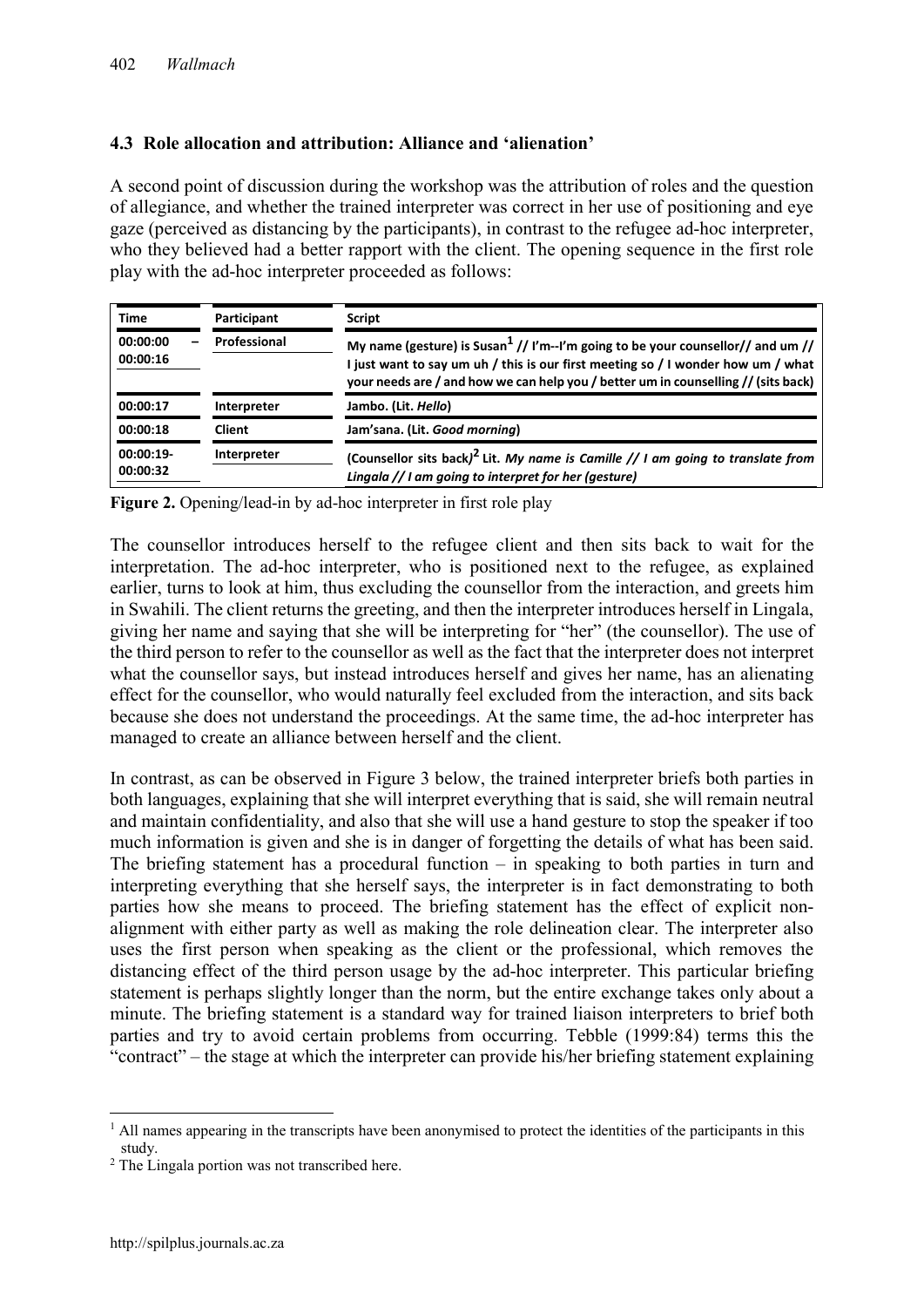### 4.3 Role allocation and attribution: Alliance and 'alienation'

A second point of discussion during the workshop was the attribution of roles and the question of allegiance, and whether the trained interpreter was correct in her use of positioning and eye gaze (perceived as distancing by the participants), in contrast to the refugee ad-hoc interpreter, who they believed had a better rapport with the client. The opening sequence in the first role play with the ad-hoc interpreter proceeded as follows:

| Time | Participant | Script |
|---|---|---|
| **00:00:00 – 00:00:16** | **Professional** | **My name (gesture) is Susan[1] // I'm--I'm going to be your counsellor// and um // I just want to say um uh / this is our first meeting so / I wonder how um / what your needs are / and how we can help you / better um in counselling // (sits back)** |
| **00:00:17** | **Interpreter** | **Jambo. (Lit. *Hello*)** |
| **00:00:18** | **Client** | **Jam'sana. (Lit. *Good morning*)** |
| **00:00:19- 00:00:32** | **Interpreter** | **(Counsellor sits back)[2] Lit. *My name is Camille // I am going to translate from Lingala // I am going to interpret for her (gesture)*** |

**Figure 2.** Opening/lead-in by ad-hoc interpreter in first role play

The counsellor introduces herself to the refugee client and then sits back to wait for the interpretation. The ad-hoc interpreter, who is positioned next to the refugee, as explained earlier, turns to look at him, thus excluding the counsellor from the interaction, and greets him in Swahili. The client returns the greeting, and then the interpreter introduces herself in Lingala, giving her name and saying that she will be interpreting for "her" (the counsellor). The use of the third person to refer to the counsellor as well as the fact that the interpreter does not interpret what the counsellor says, but instead introduces herself and gives her name, has an alienating effect for the counsellor, who would naturally feel excluded from the interaction, and sits back because she does not understand the proceedings. At the same time, the ad-hoc interpreter has managed to create an alliance between herself and the client.

In contrast, as can be observed in Figure 3 below, the trained interpreter briefs both parties in both languages, explaining that she will interpret everything that is said, she will remain neutral and maintain confidentiality, and also that she will use a hand gesture to stop the speaker if too much information is given and she is in danger of forgetting the details of what has been said. The briefing statement has a procedural function – in speaking to both parties in turn and interpreting everything that she herself says, the interpreter is in fact demonstrating to both parties how she means to proceed. The briefing statement has the effect of explicit non-alignment with either party as well as making the role delineation clear. The interpreter also uses the first person when speaking as the client or the professional, which removes the distancing effect of the third person usage by the ad-hoc interpreter. This particular briefing statement is perhaps slightly longer than the norm, but the entire exchange takes only about a minute. The briefing statement is a standard way for trained liaison interpreters to brief both parties and try to avoid certain problems from occurring. Tebble (1999:84) terms this the "contract" – the stage at which the interpreter can provide his/her briefing statement explaining

---

[1] All names appearing in the transcripts have been anonymised to protect the identities of the participants in this study.

[2] The Lingala portion was not transcribed here.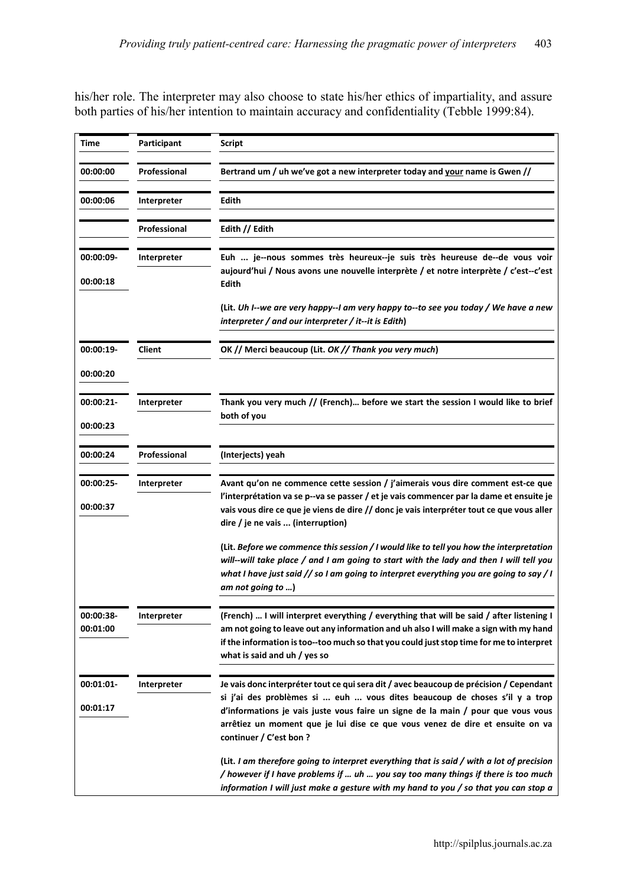his/her role. The interpreter may also choose to state his/her ethics of impartiality, and assure both parties of his/her intention to maintain accuracy and confidentiality (Tebble 1999:84).

| Time | Participant | Script |
|---|---|---|
| **00:00:00** | **Professional** | **Bertrand um / uh we've got a new interpreter today and <u>your</u> name is Gwen //** |
| **00:00:06** | **Interpreter** | **Edith** |
| | **Professional** | **Edith // Edith** |
| **00:00:09-00:00:18** | **Interpreter** | **Euh ... je--nous sommes très heureux--je suis très heureuse de--de vous voir aujourd'hui / Nous avons une nouvelle interprète / et notre interprète / c'est--c'est Edith**<br><br>**(Lit. *Uh I--we are very happy--I am very happy to--to see you today / We have a new interpreter / and our interpreter / it--it is Edith*)** |
| **00:00:19-00:00:20** | **Client** | **OK // Merci beaucoup (Lit. *OK // Thank you very much*)** |
| **00:00:21-00:00:23** | **Interpreter** | **Thank you very much // (French)… before we start the session I would like to brief both of you** |
| **00:00:24** | **Professional** | **(Interjects) yeah** |
| **00:00:25-00:00:37** | **Interpreter** | **Avant qu'on ne commence cette session / j'aimerais vous dire comment est-ce que l'interprétation va se p--va se passer / et je vais commencer par la dame et ensuite je vais vous dire ce que je viens de dire // donc je vais interpréter tout ce que vous aller dire / je ne vais ... (interruption)**<br><br>**(Lit. *Before we commence this session / I would like to tell you how the interpretation will--will take place / and I am going to start with the lady and then I will tell you what I have just said // so I am going to interpret everything you are going to say / I am not going to …*)** |
| **00:00:38-00:01:00** | **Interpreter** | **(French) … I will interpret everything / everything that will be said / after listening I am not going to leave out any information and uh also I will make a sign with my hand if the information is too--too much so that you could just stop time for me to interpret what is said and uh / yes so** |
| **00:01:01-00:01:17** | **Interpreter** | **Je vais donc interpréter tout ce qui sera dit / avec beaucoup de précision / Cependant si j'ai des problèmes si ... euh ... vous dites beaucoup de choses s'il y a trop d'informations je vais juste vous faire un signe de la main / pour que vous vous arrêtiez un moment que je lui dise ce que vous venez de dire et ensuite on va continuer / C'est bon ?**<br><br>**(Lit. *I am therefore going to interpret everything that is said / with a lot of precision / however if I have problems if … uh … you say too many things if there is too much information I will just make a gesture with my hand to you / so that you can stop a*** |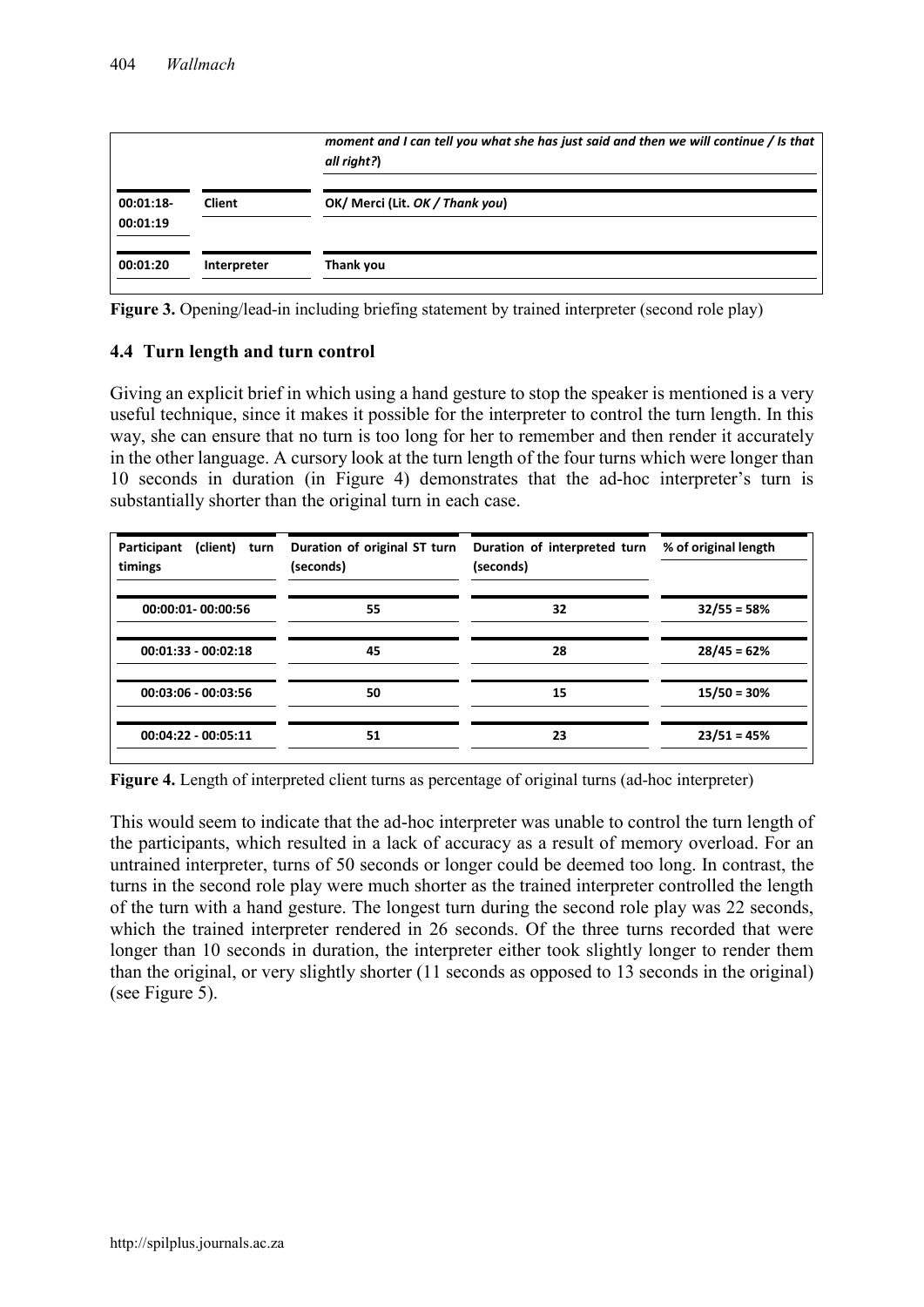| | | *moment and I can tell you what she has just said and then we will continue / Is that all right?*) |
|---|---|---|
| 00:01:18-00:01:19 | Client | OK/ Merci (Lit. *OK / Thank you*) |
| 00:01:20 | Interpreter | Thank you |

**Figure 3.** Opening/lead-in including briefing statement by trained interpreter (second role play)

### 4.4 Turn length and turn control

Giving an explicit brief in which using a hand gesture to stop the speaker is mentioned is a very useful technique, since it makes it possible for the interpreter to control the turn length. In this way, she can ensure that no turn is too long for her to remember and then render it accurately in the other language. A cursory look at the turn length of the four turns which were longer than 10 seconds in duration (in Figure 4) demonstrates that the ad-hoc interpreter's turn is substantially shorter than the original turn in each case.

| Participant (client) turn timings | Duration of original ST turn (seconds) | Duration of interpreted turn (seconds) | % of original length |
|---|---|---|---|
| 00:00:01- 00:00:56 | 55 | 32 | 32/55 = 58% |
| 00:01:33 - 00:02:18 | 45 | 28 | 28/45 = 62% |
| 00:03:06 - 00:03:56 | 50 | 15 | 15/50 = 30% |
| 00:04:22 - 00:05:11 | 51 | 23 | 23/51 = 45% |

**Figure 4.** Length of interpreted client turns as percentage of original turns (ad-hoc interpreter)

This would seem to indicate that the ad-hoc interpreter was unable to control the turn length of the participants, which resulted in a lack of accuracy as a result of memory overload. For an untrained interpreter, turns of 50 seconds or longer could be deemed too long. In contrast, the turns in the second role play were much shorter as the trained interpreter controlled the length of the turn with a hand gesture. The longest turn during the second role play was 22 seconds, which the trained interpreter rendered in 26 seconds. Of the three turns recorded that were longer than 10 seconds in duration, the interpreter either took slightly longer to render them than the original, or very slightly shorter (11 seconds as opposed to 13 seconds in the original) (see Figure 5).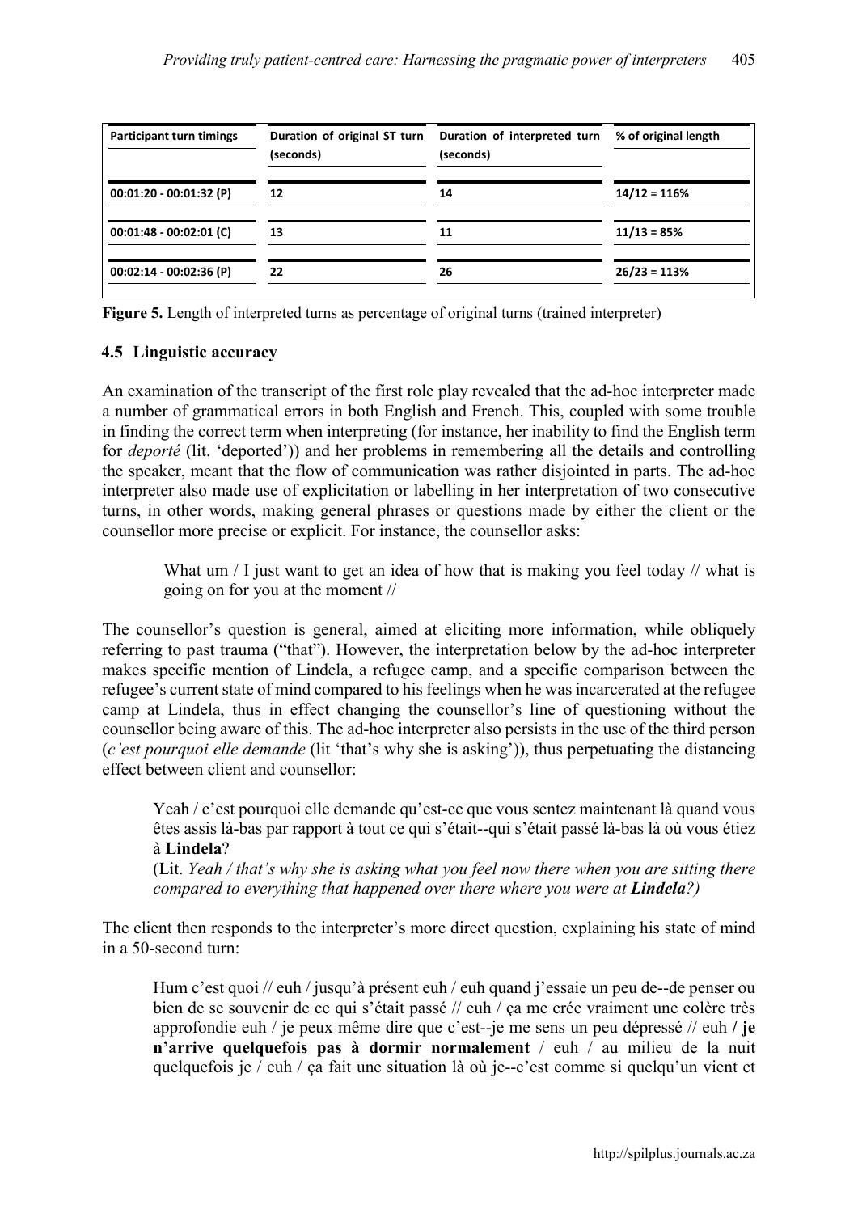| Participant turn timings | Duration of original ST turn (seconds) | Duration of interpreted turn (seconds) | % of original length |
|---|---|---|---|
| 00:01:20 - 00:01:32 (P) | 12 | 14 | 14/12 = 116% |
| 00:01:48 - 00:02:01 (C) | 13 | 11 | 11/13 = 85% |
| 00:02:14 - 00:02:36 (P) | 22 | 26 | 26/23 = 113% |

**Figure 5.** Length of interpreted turns as percentage of original turns (trained interpreter)

### 4.5 Linguistic accuracy

An examination of the transcript of the first role play revealed that the ad-hoc interpreter made a number of grammatical errors in both English and French. This, coupled with some trouble in finding the correct term when interpreting (for instance, her inability to find the English term for *deporté* (lit. 'deported')) and her problems in remembering all the details and controlling the speaker, meant that the flow of communication was rather disjointed in parts. The ad-hoc interpreter also made use of explicitation or labelling in her interpretation of two consecutive turns, in other words, making general phrases or questions made by either the client or the counsellor more precise or explicit. For instance, the counsellor asks:

> What um / I just want to get an idea of how that is making you feel today // what is going on for you at the moment //

The counsellor's question is general, aimed at eliciting more information, while obliquely referring to past trauma ("that"). However, the interpretation below by the ad-hoc interpreter makes specific mention of Lindela, a refugee camp, and a specific comparison between the refugee's current state of mind compared to his feelings when he was incarcerated at the refugee camp at Lindela, thus in effect changing the counsellor's line of questioning without the counsellor being aware of this. The ad-hoc interpreter also persists in the use of the third person (*c'est pourquoi elle demande* (lit 'that's why she is asking')), thus perpetuating the distancing effect between client and counsellor:

> Yeah / c'est pourquoi elle demande qu'est-ce que vous sentez maintenant là quand vous êtes assis là-bas par rapport à tout ce qui s'était--qui s'était passé là-bas là où vous étiez à **Lindela**?
> (Lit. *Yeah / that's why she is asking what you feel now there when you are sitting there compared to everything that happened over there where you were at* ***Lindela****?)*

The client then responds to the interpreter's more direct question, explaining his state of mind in a 50-second turn:

> Hum c'est quoi // euh / jusqu'à présent euh / euh quand j'essaie un peu de--de penser ou bien de se souvenir de ce qui s'était passé // euh / ça me crée vraiment une colère très approfondie euh / je peux même dire que c'est--je me sens un peu dépressé // euh **/ je n'arrive quelquefois pas à dormir normalement** / euh / au milieu de la nuit quelquefois je / euh / ça fait une situation là où je--c'est comme si quelqu'un vient et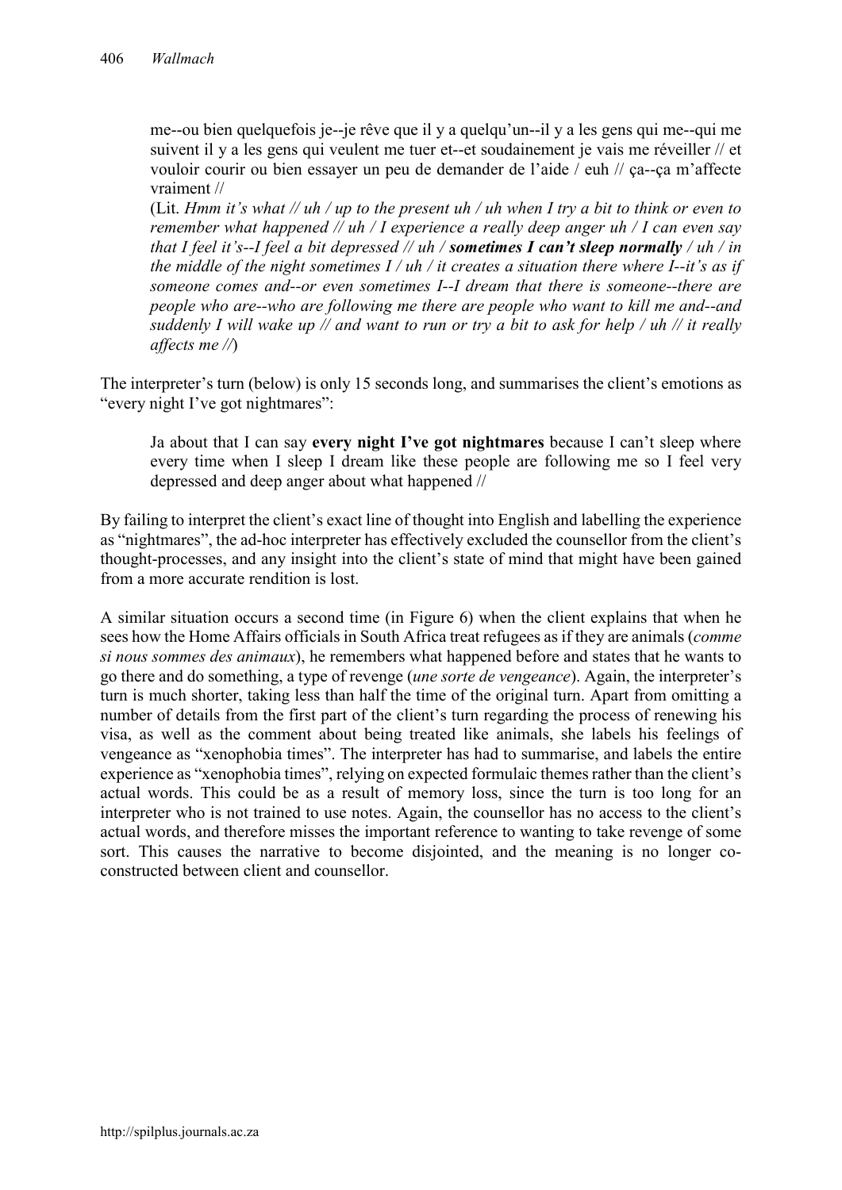> me--ou bien quelquefois je--je rêve que il y a quelqu'un--il y a les gens qui me--qui me suivent il y a les gens qui veulent me tuer et--et soudainement je vais me réveiller // et vouloir courir ou bien essayer un peu de demander de l'aide / euh // ça--ça m'affecte vraiment //
>
> (Lit. *Hmm it's what // uh / up to the present uh / uh when I try a bit to think or even to remember what happened // uh / I experience a really deep anger uh / I can even say that I feel it's--I feel a bit depressed // uh /* ***sometimes I can't sleep normally*** */ uh / in the middle of the night sometimes I / uh / it creates a situation there where I--it's as if someone comes and--or even sometimes I--I dream that there is someone--there are people who are--who are following me there are people who want to kill me and--and suddenly I will wake up // and want to run or try a bit to ask for help / uh // it really affects me //*)

The interpreter's turn (below) is only 15 seconds long, and summarises the client's emotions as "every night I've got nightmares":

> Ja about that I can say **every night I've got nightmares** because I can't sleep where every time when I sleep I dream like these people are following me so I feel very depressed and deep anger about what happened //

By failing to interpret the client's exact line of thought into English and labelling the experience as "nightmares", the ad-hoc interpreter has effectively excluded the counsellor from the client's thought-processes, and any insight into the client's state of mind that might have been gained from a more accurate rendition is lost.

A similar situation occurs a second time (in Figure 6) when the client explains that when he sees how the Home Affairs officials in South Africa treat refugees as if they are animals (*comme si nous sommes des animaux*), he remembers what happened before and states that he wants to go there and do something, a type of revenge (*une sorte de vengeance*). Again, the interpreter's turn is much shorter, taking less than half the time of the original turn. Apart from omitting a number of details from the first part of the client's turn regarding the process of renewing his visa, as well as the comment about being treated like animals, she labels his feelings of vengeance as "xenophobia times". The interpreter has had to summarise, and labels the entire experience as "xenophobia times", relying on expected formulaic themes rather than the client's actual words. This could be as a result of memory loss, since the turn is too long for an interpreter who is not trained to use notes. Again, the counsellor has no access to the client's actual words, and therefore misses the important reference to wanting to take revenge of some sort. This causes the narrative to become disjointed, and the meaning is no longer co-constructed between client and counsellor.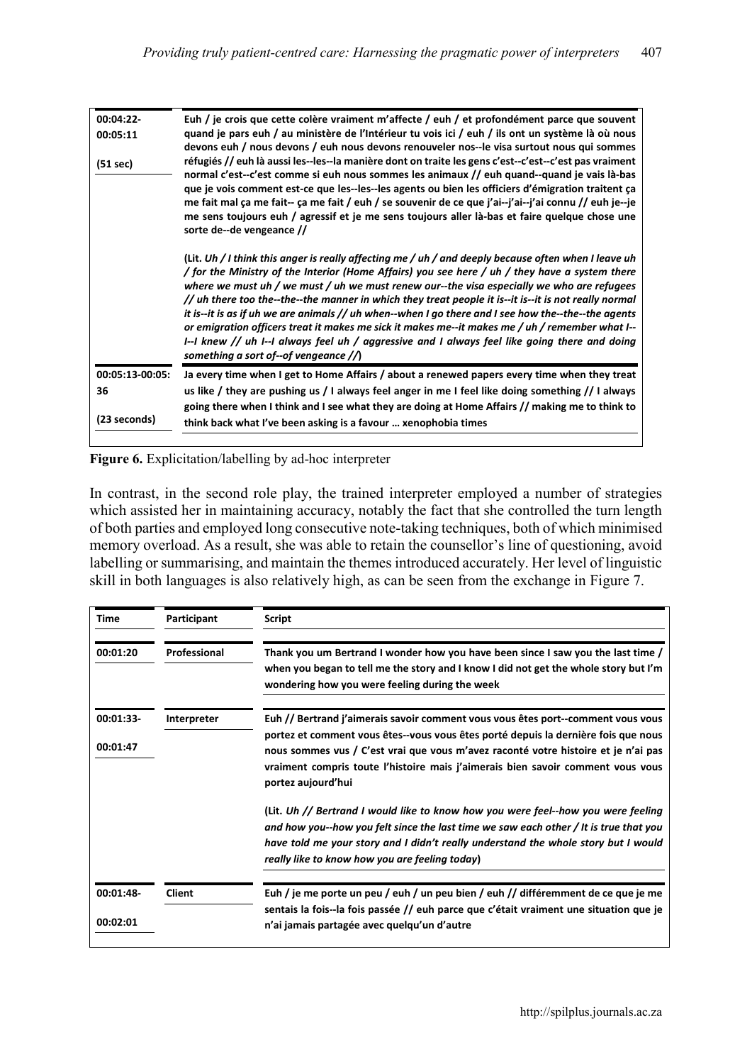| | |
|---|---|
| **00:04:22-00:05:11 (51 sec)** | **Euh / je crois que cette colère vraiment m'affecte / euh / et profondément parce que souvent quand je pars euh / au ministère de l'Intérieur tu vois ici / euh / ils ont un système là où nous devons euh / nous devons / euh nous devons renouveler nos--le visa surtout nous qui sommes réfugiés // euh là aussi les--les--la manière dont on traite les gens c'est--c'est--c'est pas vraiment normal c'est--c'est comme si euh nous sommes les animaux // euh quand--quand je vais là-bas que je vois comment est-ce que les--les--les agents ou bien les officiers d'émigration traitent ça me fait mal ça me fait-- ça me fait / euh / se souvenir de ce que j'ai--j'ai--j'ai connu // euh je--je me sens toujours euh / agressif et je me sens toujours aller là-bas et faire quelque chose une sorte de--de vengeance //** <br><br> **(Lit.** ***Uh / I think this anger is really affecting me / uh / and deeply because often when I leave uh / for the Ministry of the Interior (Home Affairs) you see here / uh / they have a system there where we must uh / we must / uh we must renew our--the visa especially we who are refugees // uh there too the--the--the manner in which they treat people it is--it is--it is not really normal it is--it is as if uh we are animals // uh when--when I go there and I see how the--the--the agents or emigration officers treat it makes me sick it makes me--it makes me / uh / remember what I--I--I knew // uh I--I always feel uh / aggressive and I always feel like going there and doing something a sort of--of vengeance //*****)** |
| **00:05:13-00:05:36 (23 seconds)** | **Ja every time when I get to Home Affairs / about a renewed papers every time when they treat us like / they are pushing us / I always feel anger in me I feel like doing something // I always going there when I think and I see what they are doing at Home Affairs // making me to think to think back what I've been asking is a favour … xenophobia times** |

**Figure 6.** Explicitation/labelling by ad-hoc interpreter

In contrast, in the second role play, the trained interpreter employed a number of strategies which assisted her in maintaining accuracy, notably the fact that she controlled the turn length of both parties and employed long consecutive note-taking techniques, both of which minimised memory overload. As a result, she was able to retain the counsellor's line of questioning, avoid labelling or summarising, and maintain the themes introduced accurately. Her level of linguistic skill in both languages is also relatively high, as can be seen from the exchange in Figure 7.

| Time | Participant | Script |
|---|---|---|
| **00:01:20** | **Professional** | **Thank you um Bertrand I wonder how you have been since I saw you the last time / when you began to tell me the story and I know I did not get the whole story but I'm wondering how you were feeling during the week** |
| **00:01:33-00:01:47** | **Interpreter** | **Euh // Bertrand j'aimerais savoir comment vous vous êtes port--comment vous vous portez et comment vous êtes--vous vous êtes porté depuis la dernière fois que nous nous sommes vus / C'est vrai que vous m'avez raconté votre histoire et je n'ai pas vraiment compris toute l'histoire mais j'aimerais bien savoir comment vous vous portez aujourd'hui** <br><br> **(Lit.** ***Uh // Bertrand I would like to know how you were feel--how you were feeling and how you--how you felt since the last time we saw each other / It is true that you have told me your story and I didn't really understand the whole story but I would really like to know how you are feeling today*****)** |
| **00:01:48-00:02:01** | **Client** | **Euh / je me porte un peu / euh / un peu bien / euh // différemment de ce que je me sentais la fois--la fois passée // euh parce que c'était vraiment une situation que je n'ai jamais partagée avec quelqu'un d'autre** |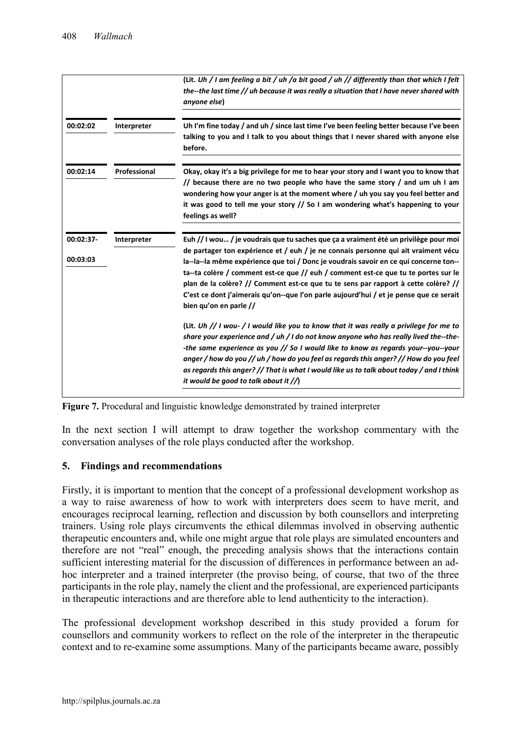| | | (Lit. *Uh / I am feeling a bit / uh /a bit good / uh // differently than that which I felt the--the last time // uh because it was really a situation that I have never shared with anyone else*) |
|---|---|---|
| **00:02:02** | **Interpreter** | **Uh I'm fine today / and uh / since last time I've been feeling better because I've been talking to you and I talk to you about things that I never shared with anyone else before.** |
| **00:02:14** | **Professional** | **Okay, okay it's a big privilege for me to hear your story and I want you to know that // because there are no two people who have the same story / and um uh I am wondering how your anger is at the moment where / uh you say you feel better and it was good to tell me your story // So I am wondering what's happening to your feelings as well?** |
| **00:02:37-00:03:03** | **Interpreter** | **Euh // I wou… / je voudrais que tu saches que ça a vraiment été un privilège pour moi de partager ton expérience et / euh / je ne connais personne qui ait vraiment vécu la--la--la même expérience que toi / Donc je voudrais savoir en ce qui concerne ton--ta--ta colère / comment est-ce que // euh / comment est-ce que tu te portes sur le plan de la colère? // Comment est-ce que tu te sens par rapport à cette colère? // C'est ce dont j'aimerais qu'on--que l'on parle aujourd'hui / et je pense que ce serait bien qu'on parle //**<br><br>(Lit. *Uh // I wou- / I would like you to know that it was really a privilege for me to share your experience and / uh / I do not know anyone who has really lived the--the--the same experience as you // So I would like to know as regards your--you--your anger / how do you // uh / how do you feel as regards this anger? // How do you feel as regards this anger? // That is what I would like us to talk about today / and I think it would be good to talk about it //*) |

**Figure 7.** Procedural and linguistic knowledge demonstrated by trained interpreter

In the next section I will attempt to draw together the workshop commentary with the conversation analyses of the role plays conducted after the workshop.

## 5. Findings and recommendations

Firstly, it is important to mention that the concept of a professional development workshop as a way to raise awareness of how to work with interpreters does seem to have merit, and encourages reciprocal learning, reflection and discussion by both counsellors and interpreting trainers. Using role plays circumvents the ethical dilemmas involved in observing authentic therapeutic encounters and, while one might argue that role plays are simulated encounters and therefore are not "real" enough, the preceding analysis shows that the interactions contain sufficient interesting material for the discussion of differences in performance between an ad-hoc interpreter and a trained interpreter (the proviso being, of course, that two of the three participants in the role play, namely the client and the professional, are experienced participants in therapeutic interactions and are therefore able to lend authenticity to the interaction).

The professional development workshop described in this study provided a forum for counsellors and community workers to reflect on the role of the interpreter in the therapeutic context and to re-examine some assumptions. Many of the participants became aware, possibly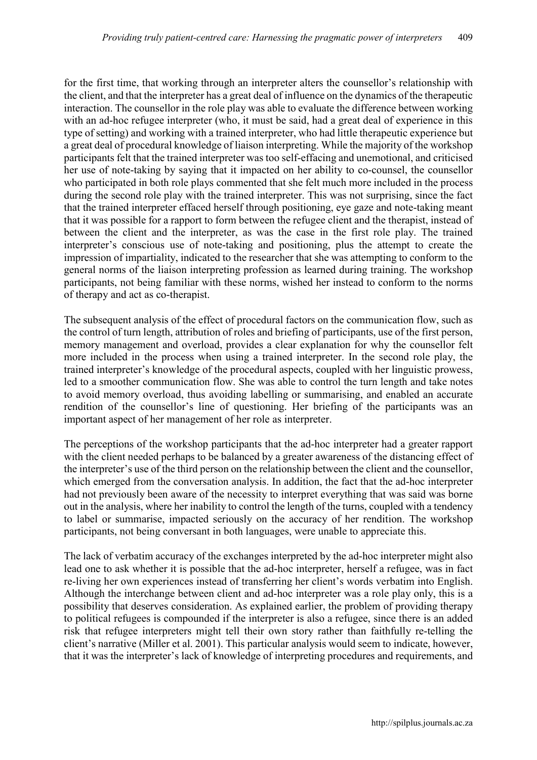for the first time, that working through an interpreter alters the counsellor's relationship with the client, and that the interpreter has a great deal of influence on the dynamics of the therapeutic interaction. The counsellor in the role play was able to evaluate the difference between working with an ad-hoc refugee interpreter (who, it must be said, had a great deal of experience in this type of setting) and working with a trained interpreter, who had little therapeutic experience but a great deal of procedural knowledge of liaison interpreting. While the majority of the workshop participants felt that the trained interpreter was too self-effacing and unemotional, and criticised her use of note-taking by saying that it impacted on her ability to co-counsel, the counsellor who participated in both role plays commented that she felt much more included in the process during the second role play with the trained interpreter. This was not surprising, since the fact that the trained interpreter effaced herself through positioning, eye gaze and note-taking meant that it was possible for a rapport to form between the refugee client and the therapist, instead of between the client and the interpreter, as was the case in the first role play. The trained interpreter's conscious use of note-taking and positioning, plus the attempt to create the impression of impartiality, indicated to the researcher that she was attempting to conform to the general norms of the liaison interpreting profession as learned during training. The workshop participants, not being familiar with these norms, wished her instead to conform to the norms of therapy and act as co-therapist.

The subsequent analysis of the effect of procedural factors on the communication flow, such as the control of turn length, attribution of roles and briefing of participants, use of the first person, memory management and overload, provides a clear explanation for why the counsellor felt more included in the process when using a trained interpreter. In the second role play, the trained interpreter's knowledge of the procedural aspects, coupled with her linguistic prowess, led to a smoother communication flow. She was able to control the turn length and take notes to avoid memory overload, thus avoiding labelling or summarising, and enabled an accurate rendition of the counsellor's line of questioning. Her briefing of the participants was an important aspect of her management of her role as interpreter.

The perceptions of the workshop participants that the ad-hoc interpreter had a greater rapport with the client needed perhaps to be balanced by a greater awareness of the distancing effect of the interpreter's use of the third person on the relationship between the client and the counsellor, which emerged from the conversation analysis. In addition, the fact that the ad-hoc interpreter had not previously been aware of the necessity to interpret everything that was said was borne out in the analysis, where her inability to control the length of the turns, coupled with a tendency to label or summarise, impacted seriously on the accuracy of her rendition. The workshop participants, not being conversant in both languages, were unable to appreciate this.

The lack of verbatim accuracy of the exchanges interpreted by the ad-hoc interpreter might also lead one to ask whether it is possible that the ad-hoc interpreter, herself a refugee, was in fact re-living her own experiences instead of transferring her client's words verbatim into English. Although the interchange between client and ad-hoc interpreter was a role play only, this is a possibility that deserves consideration. As explained earlier, the problem of providing therapy to political refugees is compounded if the interpreter is also a refugee, since there is an added risk that refugee interpreters might tell their own story rather than faithfully re-telling the client's narrative (Miller et al. 2001). This particular analysis would seem to indicate, however, that it was the interpreter's lack of knowledge of interpreting procedures and requirements, and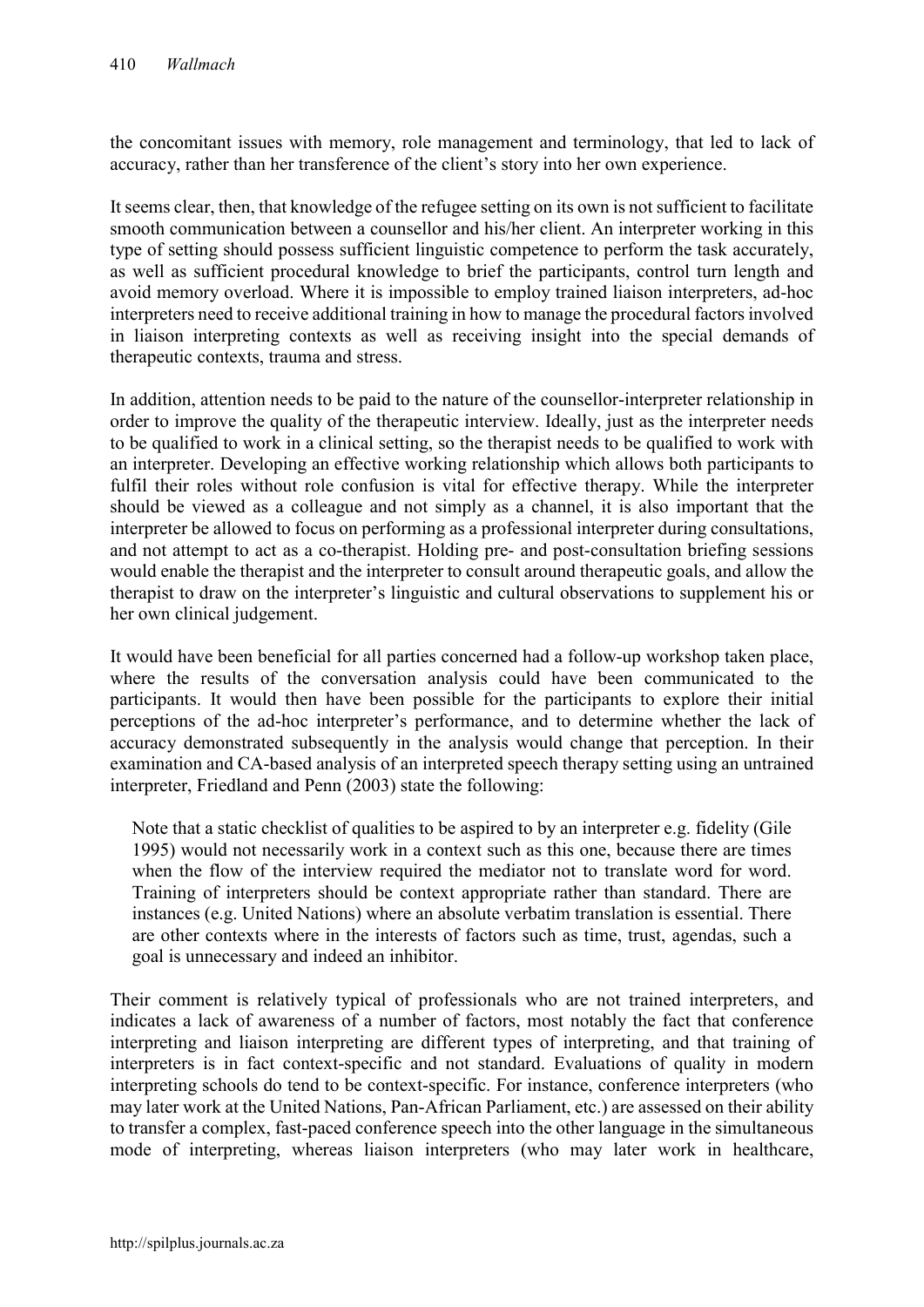the concomitant issues with memory, role management and terminology, that led to lack of accuracy, rather than her transference of the client's story into her own experience.

It seems clear, then, that knowledge of the refugee setting on its own is not sufficient to facilitate smooth communication between a counsellor and his/her client. An interpreter working in this type of setting should possess sufficient linguistic competence to perform the task accurately, as well as sufficient procedural knowledge to brief the participants, control turn length and avoid memory overload. Where it is impossible to employ trained liaison interpreters, ad-hoc interpreters need to receive additional training in how to manage the procedural factors involved in liaison interpreting contexts as well as receiving insight into the special demands of therapeutic contexts, trauma and stress.

In addition, attention needs to be paid to the nature of the counsellor-interpreter relationship in order to improve the quality of the therapeutic interview. Ideally, just as the interpreter needs to be qualified to work in a clinical setting, so the therapist needs to be qualified to work with an interpreter. Developing an effective working relationship which allows both participants to fulfil their roles without role confusion is vital for effective therapy. While the interpreter should be viewed as a colleague and not simply as a channel, it is also important that the interpreter be allowed to focus on performing as a professional interpreter during consultations, and not attempt to act as a co-therapist. Holding pre- and post-consultation briefing sessions would enable the therapist and the interpreter to consult around therapeutic goals, and allow the therapist to draw on the interpreter's linguistic and cultural observations to supplement his or her own clinical judgement.

It would have been beneficial for all parties concerned had a follow-up workshop taken place, where the results of the conversation analysis could have been communicated to the participants. It would then have been possible for the participants to explore their initial perceptions of the ad-hoc interpreter's performance, and to determine whether the lack of accuracy demonstrated subsequently in the analysis would change that perception. In their examination and CA-based analysis of an interpreted speech therapy setting using an untrained interpreter, Friedland and Penn (2003) state the following:

> Note that a static checklist of qualities to be aspired to by an interpreter e.g. fidelity (Gile 1995) would not necessarily work in a context such as this one, because there are times when the flow of the interview required the mediator not to translate word for word. Training of interpreters should be context appropriate rather than standard. There are instances (e.g. United Nations) where an absolute verbatim translation is essential. There are other contexts where in the interests of factors such as time, trust, agendas, such a goal is unnecessary and indeed an inhibitor.

Their comment is relatively typical of professionals who are not trained interpreters, and indicates a lack of awareness of a number of factors, most notably the fact that conference interpreting and liaison interpreting are different types of interpreting, and that training of interpreters is in fact context-specific and not standard. Evaluations of quality in modern interpreting schools do tend to be context-specific. For instance, conference interpreters (who may later work at the United Nations, Pan-African Parliament, etc.) are assessed on their ability to transfer a complex, fast-paced conference speech into the other language in the simultaneous mode of interpreting, whereas liaison interpreters (who may later work in healthcare,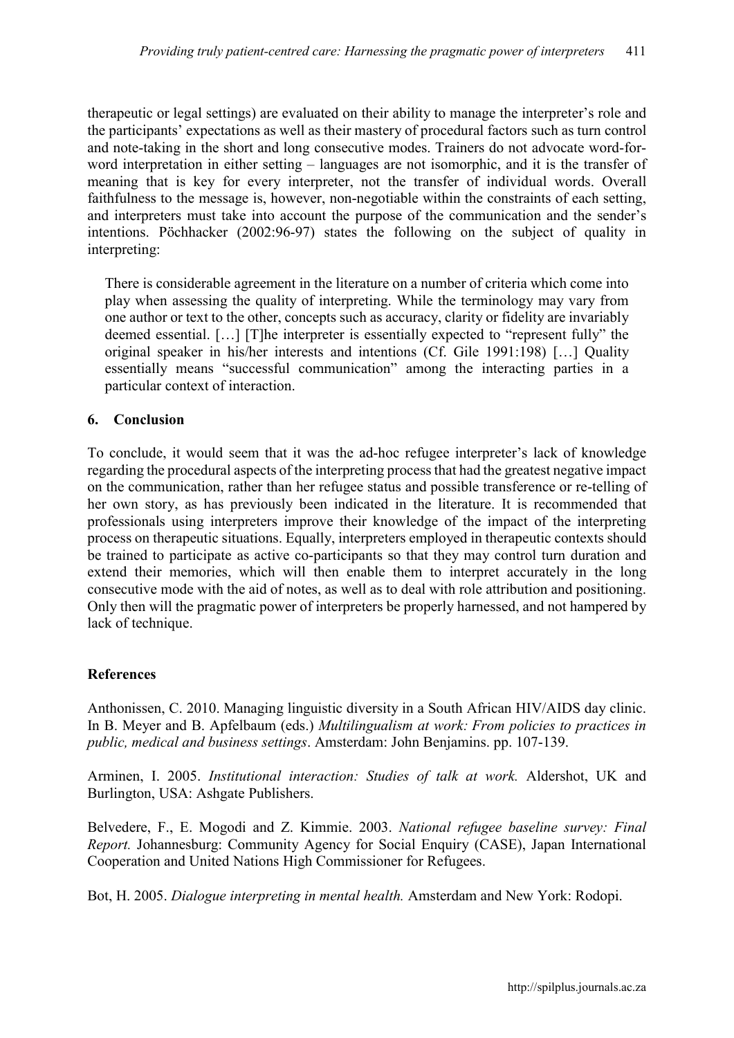therapeutic or legal settings) are evaluated on their ability to manage the interpreter's role and the participants' expectations as well as their mastery of procedural factors such as turn control and note-taking in the short and long consecutive modes. Trainers do not advocate word-for-word interpretation in either setting – languages are not isomorphic, and it is the transfer of meaning that is key for every interpreter, not the transfer of individual words. Overall faithfulness to the message is, however, non-negotiable within the constraints of each setting, and interpreters must take into account the purpose of the communication and the sender's intentions. Pöchhacker (2002:96-97) states the following on the subject of quality in interpreting:

> There is considerable agreement in the literature on a number of criteria which come into play when assessing the quality of interpreting. While the terminology may vary from one author or text to the other, concepts such as accuracy, clarity or fidelity are invariably deemed essential. […] [T]he interpreter is essentially expected to "represent fully" the original speaker in his/her interests and intentions (Cf. Gile 1991:198) […] Quality essentially means "successful communication" among the interacting parties in a particular context of interaction.

## 6. Conclusion

To conclude, it would seem that it was the ad-hoc refugee interpreter's lack of knowledge regarding the procedural aspects of the interpreting process that had the greatest negative impact on the communication, rather than her refugee status and possible transference or re-telling of her own story, as has previously been indicated in the literature. It is recommended that professionals using interpreters improve their knowledge of the impact of the interpreting process on therapeutic situations. Equally, interpreters employed in therapeutic contexts should be trained to participate as active co-participants so that they may control turn duration and extend their memories, which will then enable them to interpret accurately in the long consecutive mode with the aid of notes, as well as to deal with role attribution and positioning. Only then will the pragmatic power of interpreters be properly harnessed, and not hampered by lack of technique.

## References

Anthonissen, C. 2010. Managing linguistic diversity in a South African HIV/AIDS day clinic. In B. Meyer and B. Apfelbaum (eds.) *Multilingualism at work: From policies to practices in public, medical and business settings*. Amsterdam: John Benjamins. pp. 107-139.

Arminen, I. 2005. *Institutional interaction: Studies of talk at work.* Aldershot, UK and Burlington, USA: Ashgate Publishers.

Belvedere, F., E. Mogodi and Z. Kimmie. 2003. *National refugee baseline survey: Final Report.* Johannesburg: Community Agency for Social Enquiry (CASE), Japan International Cooperation and United Nations High Commissioner for Refugees.

Bot, H. 2005. *Dialogue interpreting in mental health.* Amsterdam and New York: Rodopi.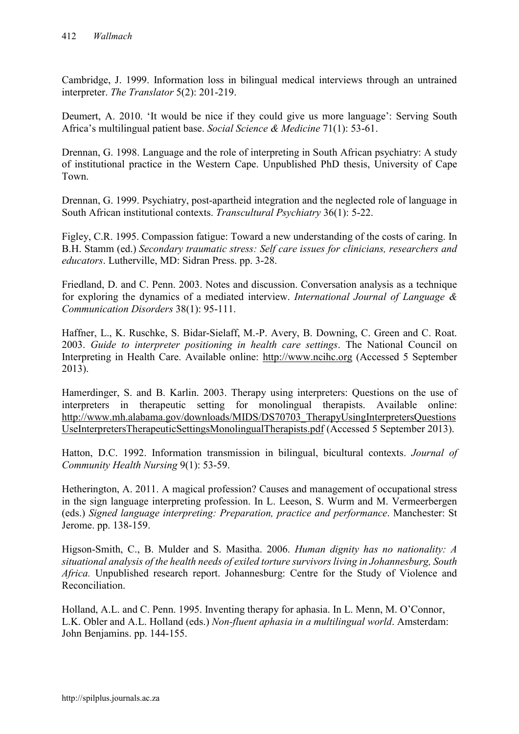Cambridge, J. 1999. Information loss in bilingual medical interviews through an untrained interpreter. *The Translator* 5(2): 201-219.

Deumert, A. 2010. 'It would be nice if they could give us more language': Serving South Africa's multilingual patient base. *Social Science & Medicine* 71(1): 53-61.

Drennan, G. 1998. Language and the role of interpreting in South African psychiatry: A study of institutional practice in the Western Cape. Unpublished PhD thesis, University of Cape Town.

Drennan, G. 1999. Psychiatry, post-apartheid integration and the neglected role of language in South African institutional contexts. *Transcultural Psychiatry* 36(1): 5-22.

Figley, C.R. 1995. Compassion fatigue: Toward a new understanding of the costs of caring. In B.H. Stamm (ed.) *Secondary traumatic stress: Self care issues for clinicians, researchers and educators*. Lutherville, MD: Sidran Press. pp. 3-28.

Friedland, D. and C. Penn. 2003. Notes and discussion. Conversation analysis as a technique for exploring the dynamics of a mediated interview. *International Journal of Language & Communication Disorders* 38(1): 95-111.

Haffner, L., K. Ruschke, S. Bidar-Sielaff, M.-P. Avery, B. Downing, C. Green and C. Roat. 2003. *Guide to interpreter positioning in health care settings*. The National Council on Interpreting in Health Care. Available online: http://www.ncihc.org (Accessed 5 September 2013).

Hamerdinger, S. and B. Karlin. 2003. Therapy using interpreters: Questions on the use of interpreters in therapeutic setting for monolingual therapists. Available online: http://www.mh.alabama.gov/downloads/MIDS/DS70703_TherapyUsingInterpretersQuestionsUseInterpretersTherapeuticSettingsMonolingualTherapists.pdf (Accessed 5 September 2013).

Hatton, D.C. 1992. Information transmission in bilingual, bicultural contexts. *Journal of Community Health Nursing* 9(1): 53-59.

Hetherington, A. 2011. A magical profession? Causes and management of occupational stress in the sign language interpreting profession. In L. Leeson, S. Wurm and M. Vermeerbergen (eds.) *Signed language interpreting: Preparation, practice and performance*. Manchester: St Jerome. pp. 138-159.

Higson-Smith, C., B. Mulder and S. Masitha. 2006. *Human dignity has no nationality: A situational analysis of the health needs of exiled torture survivors living in Johannesburg, South Africa.* Unpublished research report. Johannesburg: Centre for the Study of Violence and Reconciliation.

Holland, A.L. and C. Penn. 1995. Inventing therapy for aphasia. In L. Menn, M. O'Connor, L.K. Obler and A.L. Holland (eds.) *Non-fluent aphasia in a multilingual world*. Amsterdam: John Benjamins. pp. 144-155.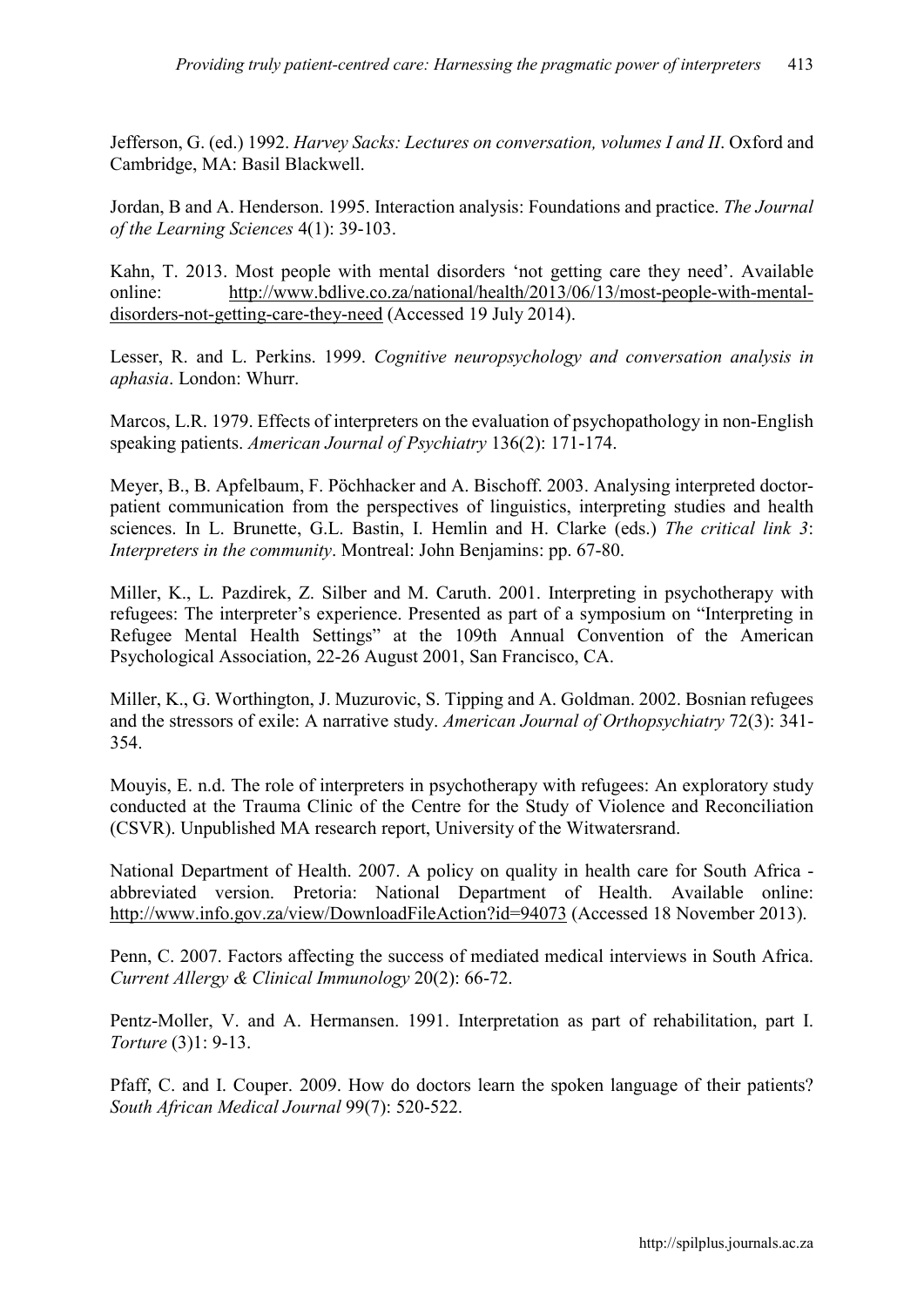Jefferson, G. (ed.) 1992. *Harvey Sacks: Lectures on conversation, volumes I and II*. Oxford and Cambridge, MA: Basil Blackwell.

Jordan, B and A. Henderson. 1995. Interaction analysis: Foundations and practice. *The Journal of the Learning Sciences* 4(1): 39-103.

Kahn, T. 2013. Most people with mental disorders 'not getting care they need'. Available online: http://www.bdlive.co.za/national/health/2013/06/13/most-people-with-mental-disorders-not-getting-care-they-need (Accessed 19 July 2014).

Lesser, R. and L. Perkins. 1999. *Cognitive neuropsychology and conversation analysis in aphasia*. London: Whurr.

Marcos, L.R. 1979. Effects of interpreters on the evaluation of psychopathology in non-English speaking patients. *American Journal of Psychiatry* 136(2): 171-174.

Meyer, B., B. Apfelbaum, F. Pöchhacker and A. Bischoff. 2003. Analysing interpreted doctor-patient communication from the perspectives of linguistics, interpreting studies and health sciences. In L. Brunette, G.L. Bastin, I. Hemlin and H. Clarke (eds.) *The critical link 3: Interpreters in the community*. Montreal: John Benjamins: pp. 67-80.

Miller, K., L. Pazdirek, Z. Silber and M. Caruth. 2001. Interpreting in psychotherapy with refugees: The interpreter's experience. Presented as part of a symposium on "Interpreting in Refugee Mental Health Settings" at the 109th Annual Convention of the American Psychological Association, 22-26 August 2001, San Francisco, CA.

Miller, K., G. Worthington, J. Muzurovic, S. Tipping and A. Goldman. 2002. Bosnian refugees and the stressors of exile: A narrative study. *American Journal of Orthopsychiatry* 72(3): 341-354.

Mouyis, E. n.d. The role of interpreters in psychotherapy with refugees: An exploratory study conducted at the Trauma Clinic of the Centre for the Study of Violence and Reconciliation (CSVR). Unpublished MA research report, University of the Witwatersrand.

National Department of Health. 2007. A policy on quality in health care for South Africa - abbreviated version. Pretoria: National Department of Health. Available online: http://www.info.gov.za/view/DownloadFileAction?id=94073 (Accessed 18 November 2013).

Penn, C. 2007. Factors affecting the success of mediated medical interviews in South Africa. *Current Allergy & Clinical Immunology* 20(2): 66-72.

Pentz-Moller, V. and A. Hermansen. 1991. Interpretation as part of rehabilitation, part I. *Torture* (3)1: 9-13.

Pfaff, C. and I. Couper. 2009. How do doctors learn the spoken language of their patients? *South African Medical Journal* 99(7): 520-522.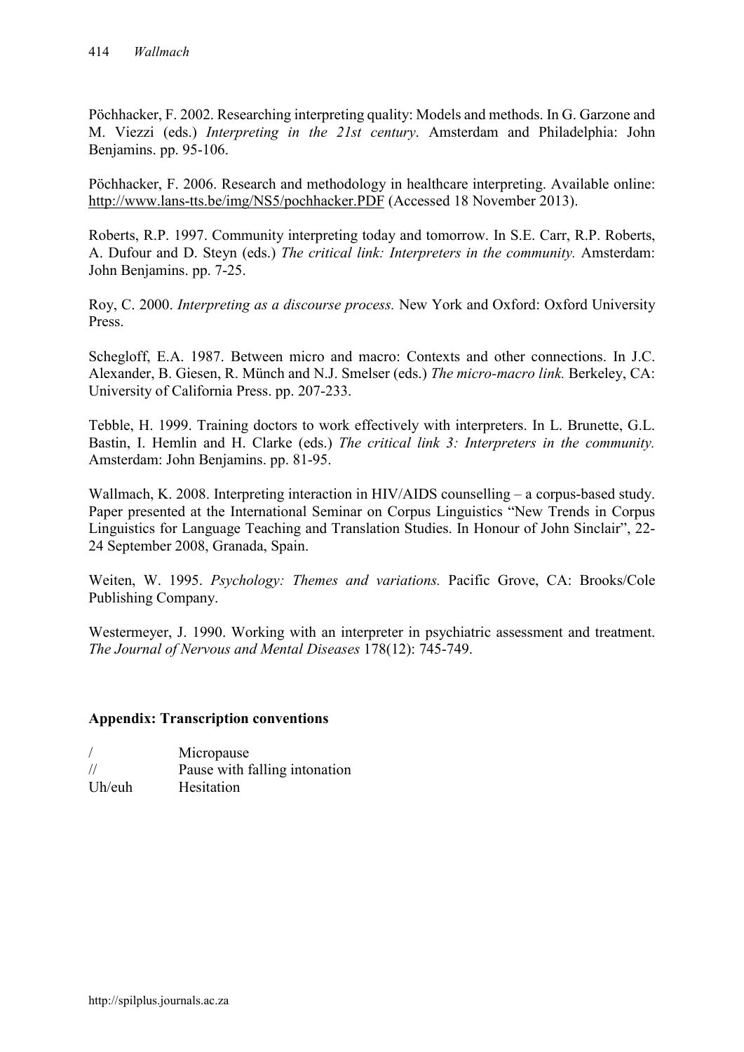Pöchhacker, F. 2002. Researching interpreting quality: Models and methods. In G. Garzone and M. Viezzi (eds.) *Interpreting in the 21st century*. Amsterdam and Philadelphia: John Benjamins. pp. 95-106.

Pöchhacker, F. 2006. Research and methodology in healthcare interpreting. Available online: http://www.lans-tts.be/img/NS5/pochhacker.PDF (Accessed 18 November 2013).

Roberts, R.P. 1997. Community interpreting today and tomorrow. In S.E. Carr, R.P. Roberts, A. Dufour and D. Steyn (eds.) *The critical link: Interpreters in the community.* Amsterdam: John Benjamins. pp. 7-25.

Roy, C. 2000. *Interpreting as a discourse process.* New York and Oxford: Oxford University Press.

Schegloff, E.A. 1987. Between micro and macro: Contexts and other connections. In J.C. Alexander, B. Giesen, R. Münch and N.J. Smelser (eds.) *The micro-macro link.* Berkeley, CA: University of California Press. pp. 207-233.

Tebble, H. 1999. Training doctors to work effectively with interpreters. In L. Brunette, G.L. Bastin, I. Hemlin and H. Clarke (eds.) *The critical link 3: Interpreters in the community.* Amsterdam: John Benjamins. pp. 81-95.

Wallmach, K. 2008. Interpreting interaction in HIV/AIDS counselling – a corpus-based study. Paper presented at the International Seminar on Corpus Linguistics "New Trends in Corpus Linguistics for Language Teaching and Translation Studies. In Honour of John Sinclair", 22-24 September 2008, Granada, Spain.

Weiten, W. 1995. *Psychology: Themes and variations.* Pacific Grove, CA: Brooks/Cole Publishing Company.

Westermeyer, J. 1990. Working with an interpreter in psychiatric assessment and treatment. *The Journal of Nervous and Mental Diseases* 178(12): 745-749.

**Appendix: Transcription conventions**

| | |
|---|---|
| / | Micropause |
| // | Pause with falling intonation |
| Uh/euh | Hesitation |